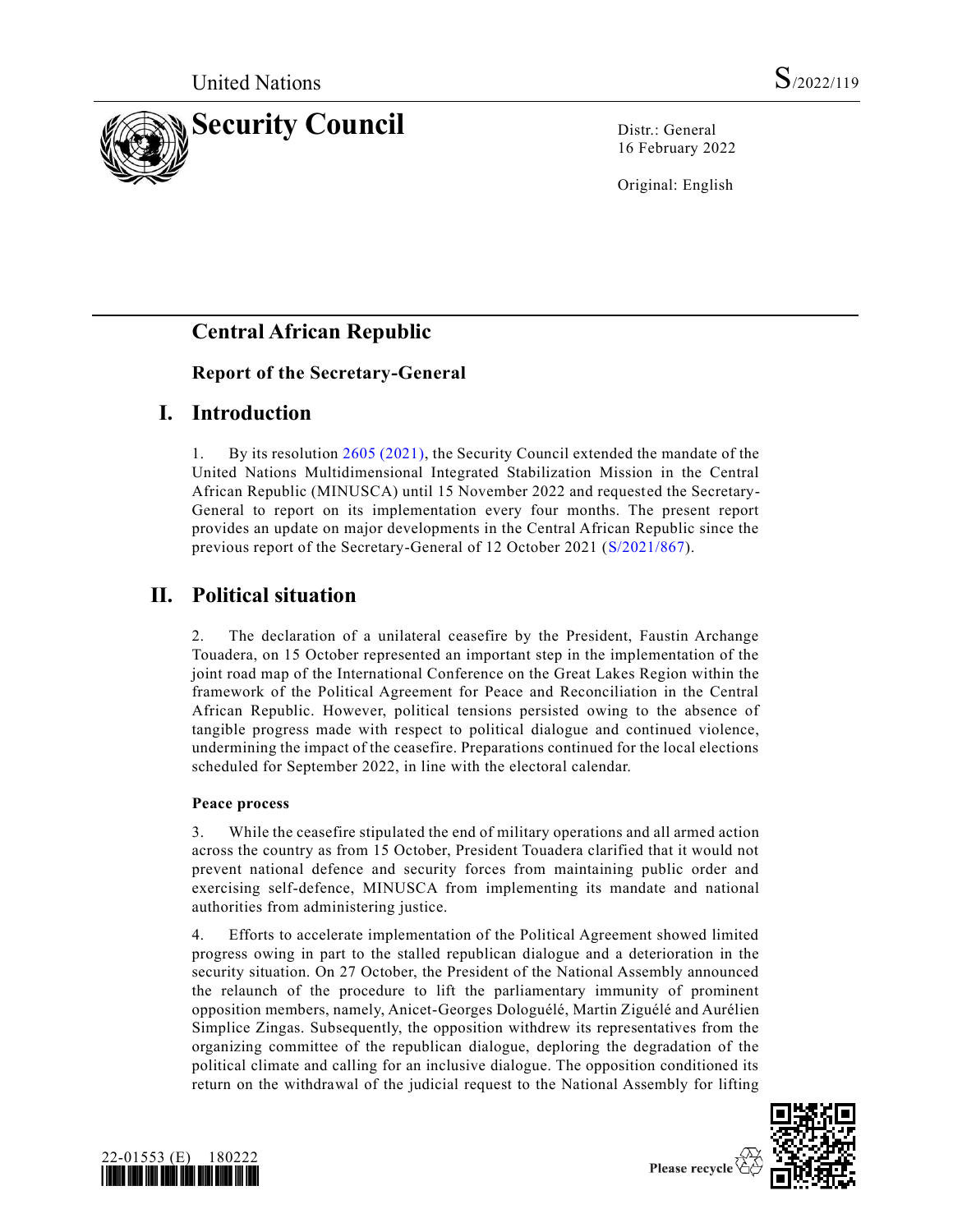United Nations S/2022/119

# Security Council

Distr.: General
16 February 2022

Original: English

## Central African Republic

### Report of the Secretary-General

## I. Introduction

1. By its resolution 2605 (2021), the Security Council extended the mandate of the United Nations Multidimensional Integrated Stabilization Mission in the Central African Republic (MINUSCA) until 15 November 2022 and requested the Secretary-General to report on its implementation every four months. The present report provides an update on major developments in the Central African Republic since the previous report of the Secretary-General of 12 October 2021 (S/2021/867).

## II. Political situation

2. The declaration of a unilateral ceasefire by the President, Faustin Archange Touadera, on 15 October represented an important step in the implementation of the joint road map of the International Conference on the Great Lakes Region within the framework of the Political Agreement for Peace and Reconciliation in the Central African Republic. However, political tensions persisted owing to the absence of tangible progress made with respect to political dialogue and continued violence, undermining the impact of the ceasefire. Preparations continued for the local elections scheduled for September 2022, in line with the electoral calendar.

**Peace process**

3. While the ceasefire stipulated the end of military operations and all armed action across the country as from 15 October, President Touadera clarified that it would not prevent national defence and security forces from maintaining public order and exercising self-defence, MINUSCA from implementing its mandate and national authorities from administering justice.

4. Efforts to accelerate implementation of the Political Agreement showed limited progress owing in part to the stalled republican dialogue and a deterioration in the security situation. On 27 October, the President of the National Assembly announced the relaunch of the procedure to lift the parliamentary immunity of prominent opposition members, namely, Anicet-Georges Dologuélé, Martin Ziguélé and Aurélien Simplice Zingas. Subsequently, the opposition withdrew its representatives from the organizing committee of the republican dialogue, deploring the degradation of the political climate and calling for an inclusive dialogue. The opposition conditioned its return on the withdrawal of the judicial request to the National Assembly for lifting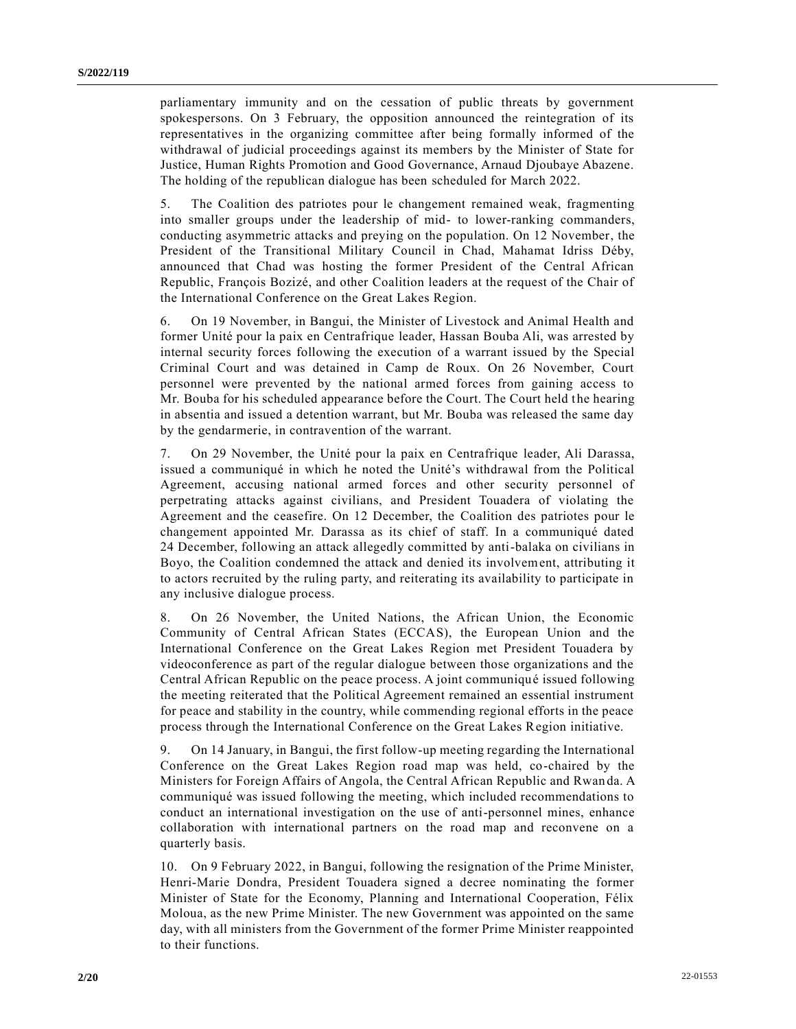parliamentary immunity and on the cessation of public threats by government spokespersons. On 3 February, the opposition announced the reintegration of its representatives in the organizing committee after being formally informed of the withdrawal of judicial proceedings against its members by the Minister of State for Justice, Human Rights Promotion and Good Governance, Arnaud Djoubaye Abazene. The holding of the republican dialogue has been scheduled for March 2022.

5. The Coalition des patriotes pour le changement remained weak, fragmenting into smaller groups under the leadership of mid- to lower-ranking commanders, conducting asymmetric attacks and preying on the population. On 12 November, the President of the Transitional Military Council in Chad, Mahamat Idriss Déby, announced that Chad was hosting the former President of the Central African Republic, François Bozizé, and other Coalition leaders at the request of the Chair of the International Conference on the Great Lakes Region.

6. On 19 November, in Bangui, the Minister of Livestock and Animal Health and former Unité pour la paix en Centrafrique leader, Hassan Bouba Ali, was arrested by internal security forces following the execution of a warrant issued by the Special Criminal Court and was detained in Camp de Roux. On 26 November, Court personnel were prevented by the national armed forces from gaining access to Mr. Bouba for his scheduled appearance before the Court. The Court held the hearing in absentia and issued a detention warrant, but Mr. Bouba was released the same day by the gendarmerie, in contravention of the warrant.

7. On 29 November, the Unité pour la paix en Centrafrique leader, Ali Darassa, issued a communiqué in which he noted the Unité's withdrawal from the Political Agreement, accusing national armed forces and other security personnel of perpetrating attacks against civilians, and President Touadera of violating the Agreement and the ceasefire. On 12 December, the Coalition des patriotes pour le changement appointed Mr. Darassa as its chief of staff. In a communiqué dated 24 December, following an attack allegedly committed by anti-balaka on civilians in Boyo, the Coalition condemned the attack and denied its involvement, attributing it to actors recruited by the ruling party, and reiterating its availability to participate in any inclusive dialogue process.

8. On 26 November, the United Nations, the African Union, the Economic Community of Central African States (ECCAS), the European Union and the International Conference on the Great Lakes Region met President Touadera by videoconference as part of the regular dialogue between those organizations and the Central African Republic on the peace process. A joint communiqué issued following the meeting reiterated that the Political Agreement remained an essential instrument for peace and stability in the country, while commending regional efforts in the peace process through the International Conference on the Great Lakes Region initiative.

9. On 14 January, in Bangui, the first follow-up meeting regarding the International Conference on the Great Lakes Region road map was held, co-chaired by the Ministers for Foreign Affairs of Angola, the Central African Republic and Rwanda. A communiqué was issued following the meeting, which included recommendations to conduct an international investigation on the use of anti-personnel mines, enhance collaboration with international partners on the road map and reconvene on a quarterly basis.

10. On 9 February 2022, in Bangui, following the resignation of the Prime Minister, Henri-Marie Dondra, President Touadera signed a decree nominating the former Minister of State for the Economy, Planning and International Cooperation, Félix Moloua, as the new Prime Minister. The new Government was appointed on the same day, with all ministers from the Government of the former Prime Minister reappointed to their functions.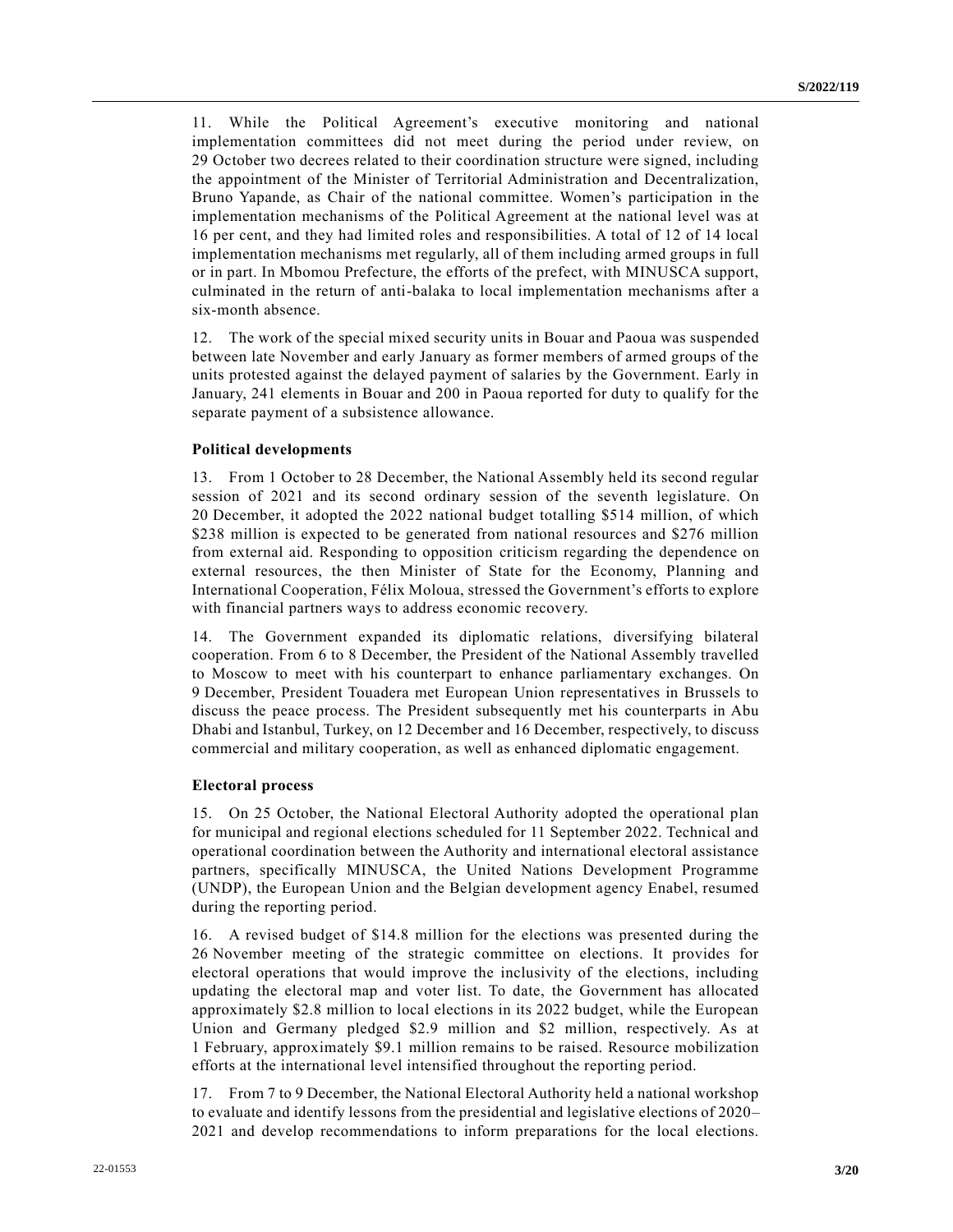11. While the Political Agreement's executive monitoring and national implementation committees did not meet during the period under review, on 29 October two decrees related to their coordination structure were signed, including the appointment of the Minister of Territorial Administration and Decentralization, Bruno Yapande, as Chair of the national committee. Women's participation in the implementation mechanisms of the Political Agreement at the national level was at 16 per cent, and they had limited roles and responsibilities. A total of 12 of 14 local implementation mechanisms met regularly, all of them including armed groups in full or in part. In Mbomou Prefecture, the efforts of the prefect, with MINUSCA support, culminated in the return of anti-balaka to local implementation mechanisms after a six-month absence.

12. The work of the special mixed security units in Bouar and Paoua was suspended between late November and early January as former members of armed groups of the units protested against the delayed payment of salaries by the Government. Early in January, 241 elements in Bouar and 200 in Paoua reported for duty to qualify for the separate payment of a subsistence allowance.

**Political developments**

13. From 1 October to 28 December, the National Assembly held its second regular session of 2021 and its second ordinary session of the seventh legislature. On 20 December, it adopted the 2022 national budget totalling $514 million, of which $238 million is expected to be generated from national resources and $276 million from external aid. Responding to opposition criticism regarding the dependence on external resources, the then Minister of State for the Economy, Planning and International Cooperation, Félix Moloua, stressed the Government's efforts to explore with financial partners ways to address economic recovery.

14. The Government expanded its diplomatic relations, diversifying bilateral cooperation. From 6 to 8 December, the President of the National Assembly travelled to Moscow to meet with his counterpart to enhance parliamentary exchanges. On 9 December, President Touadera met European Union representatives in Brussels to discuss the peace process. The President subsequently met his counterparts in Abu Dhabi and Istanbul, Turkey, on 12 December and 16 December, respectively, to discuss commercial and military cooperation, as well as enhanced diplomatic engagement.

**Electoral process**

15. On 25 October, the National Electoral Authority adopted the operational plan for municipal and regional elections scheduled for 11 September 2022. Technical and operational coordination between the Authority and international electoral assistance partners, specifically MINUSCA, the United Nations Development Programme (UNDP), the European Union and the Belgian development agency Enabel, resumed during the reporting period.

16. A revised budget of $14.8 million for the elections was presented during the 26 November meeting of the strategic committee on elections. It provides for electoral operations that would improve the inclusivity of the elections, including updating the electoral map and voter list. To date, the Government has allocated approximately $2.8 million to local elections in its 2022 budget, while the European Union and Germany pledged $2.9 million and $2 million, respectively. As at 1 February, approximately $9.1 million remains to be raised. Resource mobilization efforts at the international level intensified throughout the reporting period.

17. From 7 to 9 December, the National Electoral Authority held a national workshop to evaluate and identify lessons from the presidential and legislative elections of 2020–2021 and develop recommendations to inform preparations for the local elections.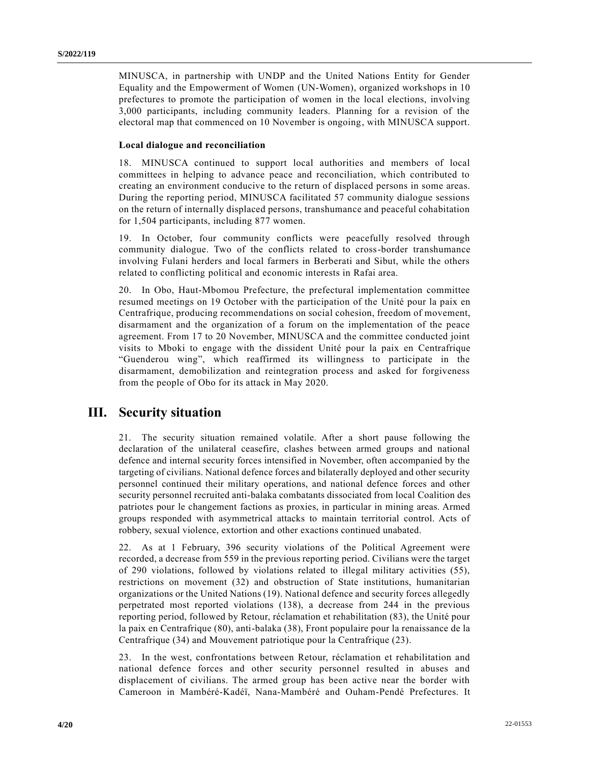MINUSCA, in partnership with UNDP and the United Nations Entity for Gender Equality and the Empowerment of Women (UN-Women), organized workshops in 10 prefectures to promote the participation of women in the local elections, involving 3,000 participants, including community leaders. Planning for a revision of the electoral map that commenced on 10 November is ongoing, with MINUSCA support.

### Local dialogue and reconciliation

18. MINUSCA continued to support local authorities and members of local committees in helping to advance peace and reconciliation, which contributed to creating an environment conducive to the return of displaced persons in some areas. During the reporting period, MINUSCA facilitated 57 community dialogue sessions on the return of internally displaced persons, transhumance and peaceful cohabitation for 1,504 participants, including 877 women.

19. In October, four community conflicts were peacefully resolved through community dialogue. Two of the conflicts related to cross-border transhumance involving Fulani herders and local farmers in Berberati and Sibut, while the others related to conflicting political and economic interests in Rafai area.

20. In Obo, Haut-Mbomou Prefecture, the prefectural implementation committee resumed meetings on 19 October with the participation of the Unité pour la paix en Centrafrique, producing recommendations on social cohesion, freedom of movement, disarmament and the organization of a forum on the implementation of the peace agreement. From 17 to 20 November, MINUSCA and the committee conducted joint visits to Mboki to engage with the dissident Unité pour la paix en Centrafrique "Guenderou wing", which reaffirmed its willingness to participate in the disarmament, demobilization and reintegration process and asked for forgiveness from the people of Obo for its attack in May 2020.

## III. Security situation

21. The security situation remained volatile. After a short pause following the declaration of the unilateral ceasefire, clashes between armed groups and national defence and internal security forces intensified in November, often accompanied by the targeting of civilians. National defence forces and bilaterally deployed and other security personnel continued their military operations, and national defence forces and other security personnel recruited anti-balaka combatants dissociated from local Coalition des patriotes pour le changement factions as proxies, in particular in mining areas. Armed groups responded with asymmetrical attacks to maintain territorial control. Acts of robbery, sexual violence, extortion and other exactions continued unabated.

22. As at 1 February, 396 security violations of the Political Agreement were recorded, a decrease from 559 in the previous reporting period. Civilians were the target of 290 violations, followed by violations related to illegal military activities (55), restrictions on movement (32) and obstruction of State institutions, humanitarian organizations or the United Nations (19). National defence and security forces allegedly perpetrated most reported violations (138), a decrease from 244 in the previous reporting period, followed by Retour, réclamation et rehabilitation (83), the Unité pour la paix en Centrafrique (80), anti-balaka (38), Front populaire pour la renaissance de la Centrafrique (34) and Mouvement patriotique pour la Centrafrique (23).

23. In the west, confrontations between Retour, réclamation et rehabilitation and national defence forces and other security personnel resulted in abuses and displacement of civilians. The armed group has been active near the border with Cameroon in Mambéré-Kadéï, Nana-Mambéré and Ouham-Pendé Prefectures. It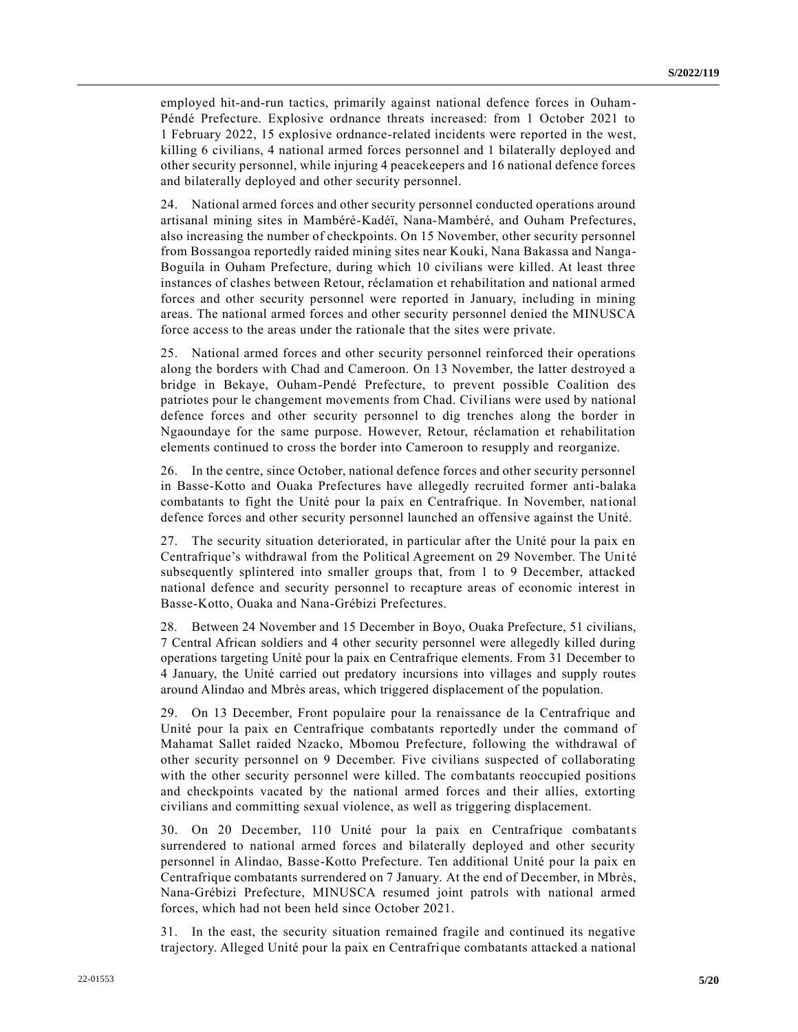employed hit-and-run tactics, primarily against national defence forces in Ouham-Péndé Prefecture. Explosive ordnance threats increased: from 1 October 2021 to 1 February 2022, 15 explosive ordnance-related incidents were reported in the west, killing 6 civilians, 4 national armed forces personnel and 1 bilaterally deployed and other security personnel, while injuring 4 peacekeepers and 16 national defence forces and bilaterally deployed and other security personnel.

24. National armed forces and other security personnel conducted operations around artisanal mining sites in Mambéré-Kadéï, Nana-Mambéré, and Ouham Prefectures, also increasing the number of checkpoints. On 15 November, other security personnel from Bossangoa reportedly raided mining sites near Kouki, Nana Bakassa and Nanga-Boguila in Ouham Prefecture, during which 10 civilians were killed. At least three instances of clashes between Retour, réclamation et rehabilitation and national armed forces and other security personnel were reported in January, including in mining areas. The national armed forces and other security personnel denied the MINUSCA force access to the areas under the rationale that the sites were private.

25. National armed forces and other security personnel reinforced their operations along the borders with Chad and Cameroon. On 13 November, the latter destroyed a bridge in Bekaye, Ouham-Pendé Prefecture, to prevent possible Coalition des patriotes pour le changement movements from Chad. Civilians were used by national defence forces and other security personnel to dig trenches along the border in Ngaoundaye for the same purpose. However, Retour, réclamation et rehabilitation elements continued to cross the border into Cameroon to resupply and reorganize.

26. In the centre, since October, national defence forces and other security personnel in Basse-Kotto and Ouaka Prefectures have allegedly recruited former anti-balaka combatants to fight the Unité pour la paix en Centrafrique. In November, national defence forces and other security personnel launched an offensive against the Unité.

27. The security situation deteriorated, in particular after the Unité pour la paix en Centrafrique's withdrawal from the Political Agreement on 29 November. The Unité subsequently splintered into smaller groups that, from 1 to 9 December, attacked national defence and security personnel to recapture areas of economic interest in Basse-Kotto, Ouaka and Nana-Grébizi Prefectures.

28. Between 24 November and 15 December in Boyo, Ouaka Prefecture, 51 civilians, 7 Central African soldiers and 4 other security personnel were allegedly killed during operations targeting Unité pour la paix en Centrafrique elements. From 31 December to 4 January, the Unité carried out predatory incursions into villages and supply routes around Alindao and Mbrès areas, which triggered displacement of the population.

29. On 13 December, Front populaire pour la renaissance de la Centrafrique and Unité pour la paix en Centrafrique combatants reportedly under the command of Mahamat Sallet raided Nzacko, Mbomou Prefecture, following the withdrawal of other security personnel on 9 December. Five civilians suspected of collaborating with the other security personnel were killed. The combatants reoccupied positions and checkpoints vacated by the national armed forces and their allies, extorting civilians and committing sexual violence, as well as triggering displacement.

30. On 20 December, 110 Unité pour la paix en Centrafrique combatants surrendered to national armed forces and bilaterally deployed and other security personnel in Alindao, Basse-Kotto Prefecture. Ten additional Unité pour la paix en Centrafrique combatants surrendered on 7 January. At the end of December, in Mbrès, Nana-Grébizi Prefecture, MINUSCA resumed joint patrols with national armed forces, which had not been held since October 2021.

31. In the east, the security situation remained fragile and continued its negative trajectory. Alleged Unité pour la paix en Centrafrique combatants attacked a national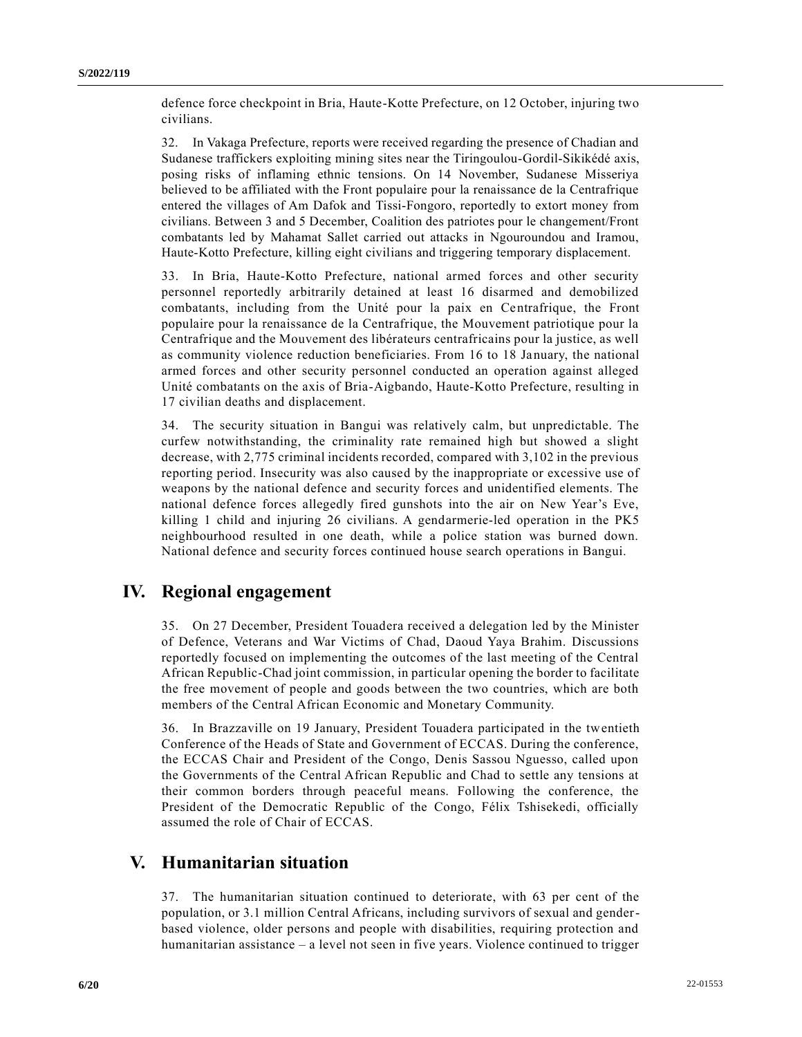defence force checkpoint in Bria, Haute-Kotte Prefecture, on 12 October, injuring two civilians.

32. In Vakaga Prefecture, reports were received regarding the presence of Chadian and Sudanese traffickers exploiting mining sites near the Tiringoulou-Gordil-Sikikédé axis, posing risks of inflaming ethnic tensions. On 14 November, Sudanese Misseriya believed to be affiliated with the Front populaire pour la renaissance de la Centrafrique entered the villages of Am Dafok and Tissi-Fongoro, reportedly to extort money from civilians. Between 3 and 5 December, Coalition des patriotes pour le changement/Front combatants led by Mahamat Sallet carried out attacks in Ngouroundou and Iramou, Haute-Kotto Prefecture, killing eight civilians and triggering temporary displacement.

33. In Bria, Haute-Kotto Prefecture, national armed forces and other security personnel reportedly arbitrarily detained at least 16 disarmed and demobilized combatants, including from the Unité pour la paix en Centrafrique, the Front populaire pour la renaissance de la Centrafrique, the Mouvement patriotique pour la Centrafrique and the Mouvement des libérateurs centrafricains pour la justice, as well as community violence reduction beneficiaries. From 16 to 18 January, the national armed forces and other security personnel conducted an operation against alleged Unité combatants on the axis of Bria-Aigbando, Haute-Kotto Prefecture, resulting in 17 civilian deaths and displacement.

34. The security situation in Bangui was relatively calm, but unpredictable. The curfew notwithstanding, the criminality rate remained high but showed a slight decrease, with 2,775 criminal incidents recorded, compared with 3,102 in the previous reporting period. Insecurity was also caused by the inappropriate or excessive use of weapons by the national defence and security forces and unidentified elements. The national defence forces allegedly fired gunshots into the air on New Year's Eve, killing 1 child and injuring 26 civilians. A gendarmerie-led operation in the PK5 neighbourhood resulted in one death, while a police station was burned down. National defence and security forces continued house search operations in Bangui.

## IV. Regional engagement

35. On 27 December, President Touadera received a delegation led by the Minister of Defence, Veterans and War Victims of Chad, Daoud Yaya Brahim. Discussions reportedly focused on implementing the outcomes of the last meeting of the Central African Republic-Chad joint commission, in particular opening the border to facilitate the free movement of people and goods between the two countries, which are both members of the Central African Economic and Monetary Community.

36. In Brazzaville on 19 January, President Touadera participated in the twentieth Conference of the Heads of State and Government of ECCAS. During the conference, the ECCAS Chair and President of the Congo, Denis Sassou Nguesso, called upon the Governments of the Central African Republic and Chad to settle any tensions at their common borders through peaceful means. Following the conference, the President of the Democratic Republic of the Congo, Félix Tshisekedi, officially assumed the role of Chair of ECCAS.

## V. Humanitarian situation

37. The humanitarian situation continued to deteriorate, with 63 per cent of the population, or 3.1 million Central Africans, including survivors of sexual and gender-based violence, older persons and people with disabilities, requiring protection and humanitarian assistance – a level not seen in five years. Violence continued to trigger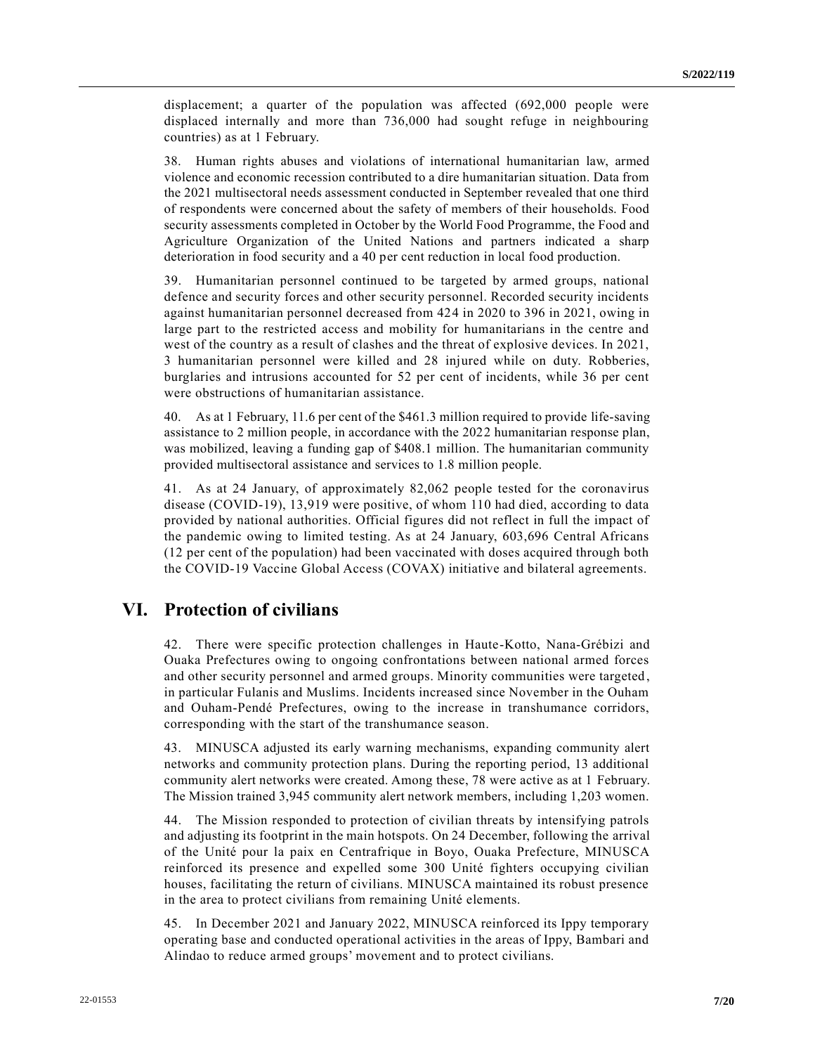displacement; a quarter of the population was affected (692,000 people were displaced internally and more than 736,000 had sought refuge in neighbouring countries) as at 1 February.

38. Human rights abuses and violations of international humanitarian law, armed violence and economic recession contributed to a dire humanitarian situation. Data from the 2021 multisectoral needs assessment conducted in September revealed that one third of respondents were concerned about the safety of members of their households. Food security assessments completed in October by the World Food Programme, the Food and Agriculture Organization of the United Nations and partners indicated a sharp deterioration in food security and a 40 per cent reduction in local food production.

39. Humanitarian personnel continued to be targeted by armed groups, national defence and security forces and other security personnel. Recorded security incidents against humanitarian personnel decreased from 424 in 2020 to 396 in 2021, owing in large part to the restricted access and mobility for humanitarians in the centre and west of the country as a result of clashes and the threat of explosive devices. In 2021, 3 humanitarian personnel were killed and 28 injured while on duty. Robberies, burglaries and intrusions accounted for 52 per cent of incidents, while 36 per cent were obstructions of humanitarian assistance.

40. As at 1 February, 11.6 per cent of the $461.3 million required to provide life-saving assistance to 2 million people, in accordance with the 2022 humanitarian response plan, was mobilized, leaving a funding gap of $408.1 million. The humanitarian community provided multisectoral assistance and services to 1.8 million people.

41. As at 24 January, of approximately 82,062 people tested for the coronavirus disease (COVID-19), 13,919 were positive, of whom 110 had died, according to data provided by national authorities. Official figures did not reflect in full the impact of the pandemic owing to limited testing. As at 24 January, 603,696 Central Africans (12 per cent of the population) had been vaccinated with doses acquired through both the COVID-19 Vaccine Global Access (COVAX) initiative and bilateral agreements.

## VI. Protection of civilians

42. There were specific protection challenges in Haute-Kotto, Nana-Grébizi and Ouaka Prefectures owing to ongoing confrontations between national armed forces and other security personnel and armed groups. Minority communities were targeted, in particular Fulanis and Muslims. Incidents increased since November in the Ouham and Ouham-Pendé Prefectures, owing to the increase in transhumance corridors, corresponding with the start of the transhumance season.

43. MINUSCA adjusted its early warning mechanisms, expanding community alert networks and community protection plans. During the reporting period, 13 additional community alert networks were created. Among these, 78 were active as at 1 February. The Mission trained 3,945 community alert network members, including 1,203 women.

44. The Mission responded to protection of civilian threats by intensifying patrols and adjusting its footprint in the main hotspots. On 24 December, following the arrival of the Unité pour la paix en Centrafrique in Boyo, Ouaka Prefecture, MINUSCA reinforced its presence and expelled some 300 Unité fighters occupying civilian houses, facilitating the return of civilians. MINUSCA maintained its robust presence in the area to protect civilians from remaining Unité elements.

45. In December 2021 and January 2022, MINUSCA reinforced its Ippy temporary operating base and conducted operational activities in the areas of Ippy, Bambari and Alindao to reduce armed groups' movement and to protect civilians.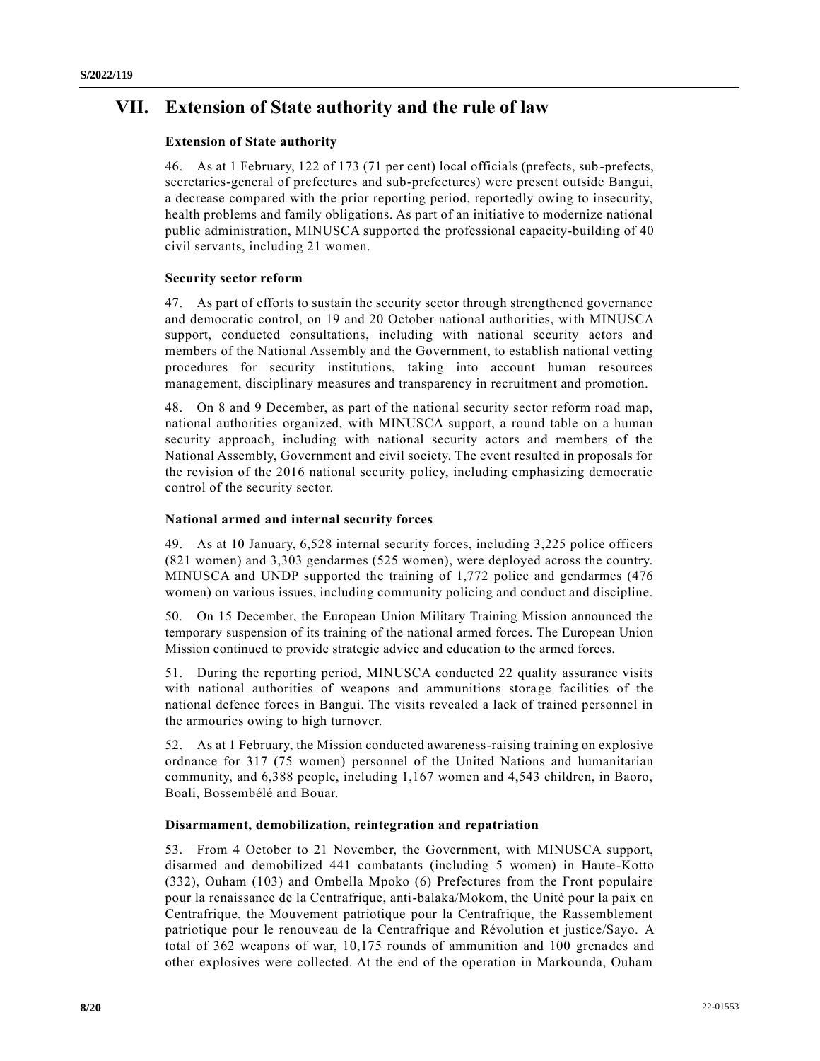# VII. Extension of State authority and the rule of law

### Extension of State authority

46. As at 1 February, 122 of 173 (71 per cent) local officials (prefects, sub-prefects, secretaries-general of prefectures and sub-prefectures) were present outside Bangui, a decrease compared with the prior reporting period, reportedly owing to insecurity, health problems and family obligations. As part of an initiative to modernize national public administration, MINUSCA supported the professional capacity-building of 40 civil servants, including 21 women.

### Security sector reform

47. As part of efforts to sustain the security sector through strengthened governance and democratic control, on 19 and 20 October national authorities, with MINUSCA support, conducted consultations, including with national security actors and members of the National Assembly and the Government, to establish national vetting procedures for security institutions, taking into account human resources management, disciplinary measures and transparency in recruitment and promotion.

48. On 8 and 9 December, as part of the national security sector reform road map, national authorities organized, with MINUSCA support, a round table on a human security approach, including with national security actors and members of the National Assembly, Government and civil society. The event resulted in proposals for the revision of the 2016 national security policy, including emphasizing democratic control of the security sector.

### National armed and internal security forces

49. As at 10 January, 6,528 internal security forces, including 3,225 police officers (821 women) and 3,303 gendarmes (525 women), were deployed across the country. MINUSCA and UNDP supported the training of 1,772 police and gendarmes (476 women) on various issues, including community policing and conduct and discipline.

50. On 15 December, the European Union Military Training Mission announced the temporary suspension of its training of the national armed forces. The European Union Mission continued to provide strategic advice and education to the armed forces.

51. During the reporting period, MINUSCA conducted 22 quality assurance visits with national authorities of weapons and ammunitions storage facilities of the national defence forces in Bangui. The visits revealed a lack of trained personnel in the armouries owing to high turnover.

52. As at 1 February, the Mission conducted awareness-raising training on explosive ordnance for 317 (75 women) personnel of the United Nations and humanitarian community, and 6,388 people, including 1,167 women and 4,543 children, in Baoro, Boali, Bossembélé and Bouar.

### Disarmament, demobilization, reintegration and repatriation

53. From 4 October to 21 November, the Government, with MINUSCA support, disarmed and demobilized 441 combatants (including 5 women) in Haute-Kotto (332), Ouham (103) and Ombella Mpoko (6) Prefectures from the Front populaire pour la renaissance de la Centrafrique, anti-balaka/Mokom, the Unité pour la paix en Centrafrique, the Mouvement patriotique pour la Centrafrique, the Rassemblement patriotique pour le renouveau de la Centrafrique and Révolution et justice/Sayo. A total of 362 weapons of war, 10,175 rounds of ammunition and 100 grenades and other explosives were collected. At the end of the operation in Markounda, Ouham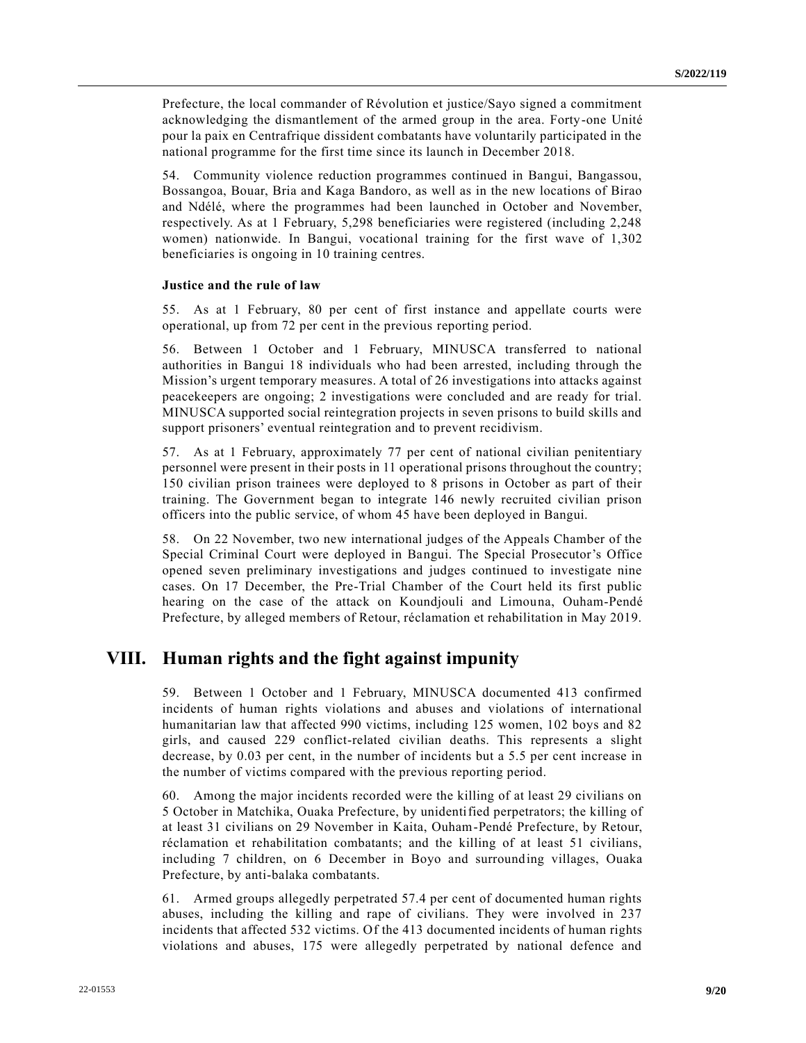Prefecture, the local commander of Révolution et justice/Sayo signed a commitment acknowledging the dismantlement of the armed group in the area. Forty-one Unité pour la paix en Centrafrique dissident combatants have voluntarily participated in the national programme for the first time since its launch in December 2018.

54. Community violence reduction programmes continued in Bangui, Bangassou, Bossangoa, Bouar, Bria and Kaga Bandoro, as well as in the new locations of Birao and Ndélé, where the programmes had been launched in October and November, respectively. As at 1 February, 5,298 beneficiaries were registered (including 2,248 women) nationwide. In Bangui, vocational training for the first wave of 1,302 beneficiaries is ongoing in 10 training centres.

### Justice and the rule of law

55. As at 1 February, 80 per cent of first instance and appellate courts were operational, up from 72 per cent in the previous reporting period.

56. Between 1 October and 1 February, MINUSCA transferred to national authorities in Bangui 18 individuals who had been arrested, including through the Mission's urgent temporary measures. A total of 26 investigations into attacks against peacekeepers are ongoing; 2 investigations were concluded and are ready for trial. MINUSCA supported social reintegration projects in seven prisons to build skills and support prisoners' eventual reintegration and to prevent recidivism.

57. As at 1 February, approximately 77 per cent of national civilian penitentiary personnel were present in their posts in 11 operational prisons throughout the country; 150 civilian prison trainees were deployed to 8 prisons in October as part of their training. The Government began to integrate 146 newly recruited civilian prison officers into the public service, of whom 45 have been deployed in Bangui.

58. On 22 November, two new international judges of the Appeals Chamber of the Special Criminal Court were deployed in Bangui. The Special Prosecutor's Office opened seven preliminary investigations and judges continued to investigate nine cases. On 17 December, the Pre-Trial Chamber of the Court held its first public hearing on the case of the attack on Koundjouli and Limouna, Ouham-Pendé Prefecture, by alleged members of Retour, réclamation et rehabilitation in May 2019.

## VIII. Human rights and the fight against impunity

59. Between 1 October and 1 February, MINUSCA documented 413 confirmed incidents of human rights violations and abuses and violations of international humanitarian law that affected 990 victims, including 125 women, 102 boys and 82 girls, and caused 229 conflict-related civilian deaths. This represents a slight decrease, by 0.03 per cent, in the number of incidents but a 5.5 per cent increase in the number of victims compared with the previous reporting period.

60. Among the major incidents recorded were the killing of at least 29 civilians on 5 October in Matchika, Ouaka Prefecture, by unidentified perpetrators; the killing of at least 31 civilians on 29 November in Kaita, Ouham-Pendé Prefecture, by Retour, réclamation et rehabilitation combatants; and the killing of at least 51 civilians, including 7 children, on 6 December in Boyo and surrounding villages, Ouaka Prefecture, by anti-balaka combatants.

61. Armed groups allegedly perpetrated 57.4 per cent of documented human rights abuses, including the killing and rape of civilians. They were involved in 237 incidents that affected 532 victims. Of the 413 documented incidents of human rights violations and abuses, 175 were allegedly perpetrated by national defence and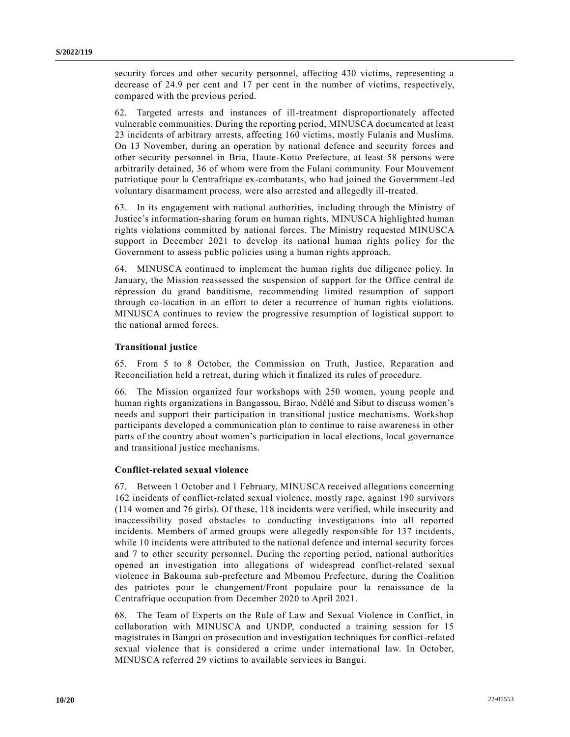security forces and other security personnel, affecting 430 victims, representing a decrease of 24.9 per cent and 17 per cent in the number of victims, respectively, compared with the previous period.

62. Targeted arrests and instances of ill-treatment disproportionately affected vulnerable communities. During the reporting period, MINUSCA documented at least 23 incidents of arbitrary arrests, affecting 160 victims, mostly Fulanis and Muslims. On 13 November, during an operation by national defence and security forces and other security personnel in Bria, Haute-Kotto Prefecture, at least 58 persons were arbitrarily detained, 36 of whom were from the Fulani community. Four Mouvement patriotique pour la Centrafrique ex-combatants, who had joined the Government-led voluntary disarmament process, were also arrested and allegedly ill-treated.

63. In its engagement with national authorities, including through the Ministry of Justice's information-sharing forum on human rights, MINUSCA highlighted human rights violations committed by national forces. The Ministry requested MINUSCA support in December 2021 to develop its national human rights policy for the Government to assess public policies using a human rights approach.

64. MINUSCA continued to implement the human rights due diligence policy. In January, the Mission reassessed the suspension of support for the Office central de répression du grand banditisme, recommending limited resumption of support through co-location in an effort to deter a recurrence of human rights violations. MINUSCA continues to review the progressive resumption of logistical support to the national armed forces.

### Transitional justice

65. From 5 to 8 October, the Commission on Truth, Justice, Reparation and Reconciliation held a retreat, during which it finalized its rules of procedure.

66. The Mission organized four workshops with 250 women, young people and human rights organizations in Bangassou, Birao, Ndélé and Sibut to discuss women's needs and support their participation in transitional justice mechanisms. Workshop participants developed a communication plan to continue to raise awareness in other parts of the country about women's participation in local elections, local governance and transitional justice mechanisms.

### Conflict-related sexual violence

67. Between 1 October and 1 February, MINUSCA received allegations concerning 162 incidents of conflict-related sexual violence, mostly rape, against 190 survivors (114 women and 76 girls). Of these, 118 incidents were verified, while insecurity and inaccessibility posed obstacles to conducting investigations into all reported incidents. Members of armed groups were allegedly responsible for 137 incidents, while 10 incidents were attributed to the national defence and internal security forces and 7 to other security personnel. During the reporting period, national authorities opened an investigation into allegations of widespread conflict-related sexual violence in Bakouma sub-prefecture and Mbomou Prefecture, during the Coalition des patriotes pour le changement/Front populaire pour la renaissance de la Centrafrique occupation from December 2020 to April 2021.

68. The Team of Experts on the Rule of Law and Sexual Violence in Conflict, in collaboration with MINUSCA and UNDP, conducted a training session for 15 magistrates in Bangui on prosecution and investigation techniques for conflict-related sexual violence that is considered a crime under international law. In October, MINUSCA referred 29 victims to available services in Bangui.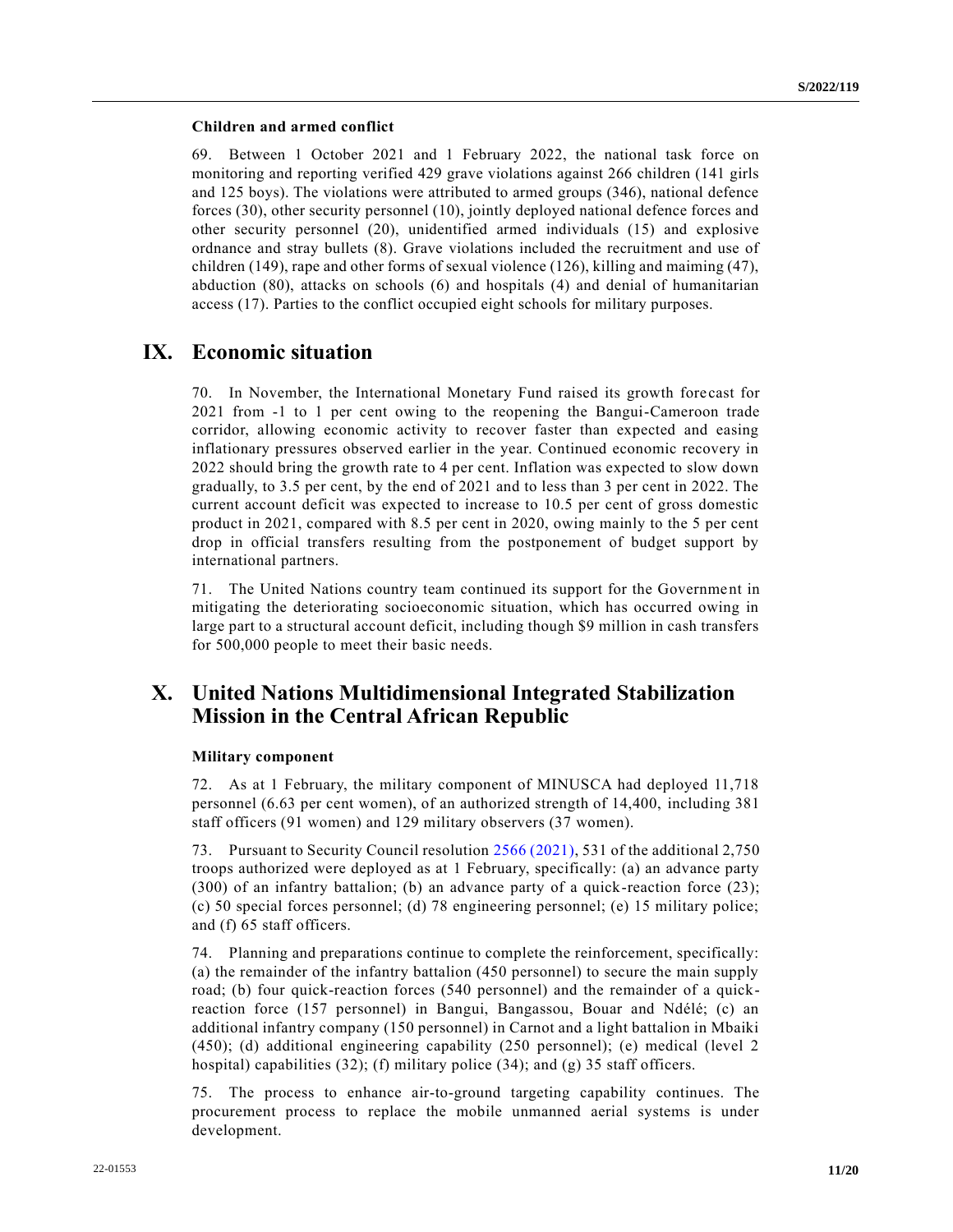### Children and armed conflict

69. Between 1 October 2021 and 1 February 2022, the national task force on monitoring and reporting verified 429 grave violations against 266 children (141 girls and 125 boys). The violations were attributed to armed groups (346), national defence forces (30), other security personnel (10), jointly deployed national defence forces and other security personnel (20), unidentified armed individuals (15) and explosive ordnance and stray bullets (8). Grave violations included the recruitment and use of children (149), rape and other forms of sexual violence (126), killing and maiming (47), abduction (80), attacks on schools (6) and hospitals (4) and denial of humanitarian access (17). Parties to the conflict occupied eight schools for military purposes.

## IX. Economic situation

70. In November, the International Monetary Fund raised its growth forecast for 2021 from -1 to 1 per cent owing to the reopening the Bangui-Cameroon trade corridor, allowing economic activity to recover faster than expected and easing inflationary pressures observed earlier in the year. Continued economic recovery in 2022 should bring the growth rate to 4 per cent. Inflation was expected to slow down gradually, to 3.5 per cent, by the end of 2021 and to less than 3 per cent in 2022. The current account deficit was expected to increase to 10.5 per cent of gross domestic product in 2021, compared with 8.5 per cent in 2020, owing mainly to the 5 per cent drop in official transfers resulting from the postponement of budget support by international partners.

71. The United Nations country team continued its support for the Government in mitigating the deteriorating socioeconomic situation, which has occurred owing in large part to a structural account deficit, including though $9 million in cash transfers for 500,000 people to meet their basic needs.

## X. United Nations Multidimensional Integrated Stabilization Mission in the Central African Republic

### Military component

72. As at 1 February, the military component of MINUSCA had deployed 11,718 personnel (6.63 per cent women), of an authorized strength of 14,400, including 381 staff officers (91 women) and 129 military observers (37 women).

73. Pursuant to Security Council resolution 2566 (2021), 531 of the additional 2,750 troops authorized were deployed as at 1 February, specifically: (a) an advance party (300) of an infantry battalion; (b) an advance party of a quick-reaction force (23); (c) 50 special forces personnel; (d) 78 engineering personnel; (e) 15 military police; and (f) 65 staff officers.

74. Planning and preparations continue to complete the reinforcement, specifically: (a) the remainder of the infantry battalion (450 personnel) to secure the main supply road; (b) four quick-reaction forces (540 personnel) and the remainder of a quick-reaction force (157 personnel) in Bangui, Bangassou, Bouar and Ndélé; (c) an additional infantry company (150 personnel) in Carnot and a light battalion in Mbaiki (450); (d) additional engineering capability (250 personnel); (e) medical (level 2 hospital) capabilities (32); (f) military police (34); and (g) 35 staff officers.

75. The process to enhance air-to-ground targeting capability continues. The procurement process to replace the mobile unmanned aerial systems is under development.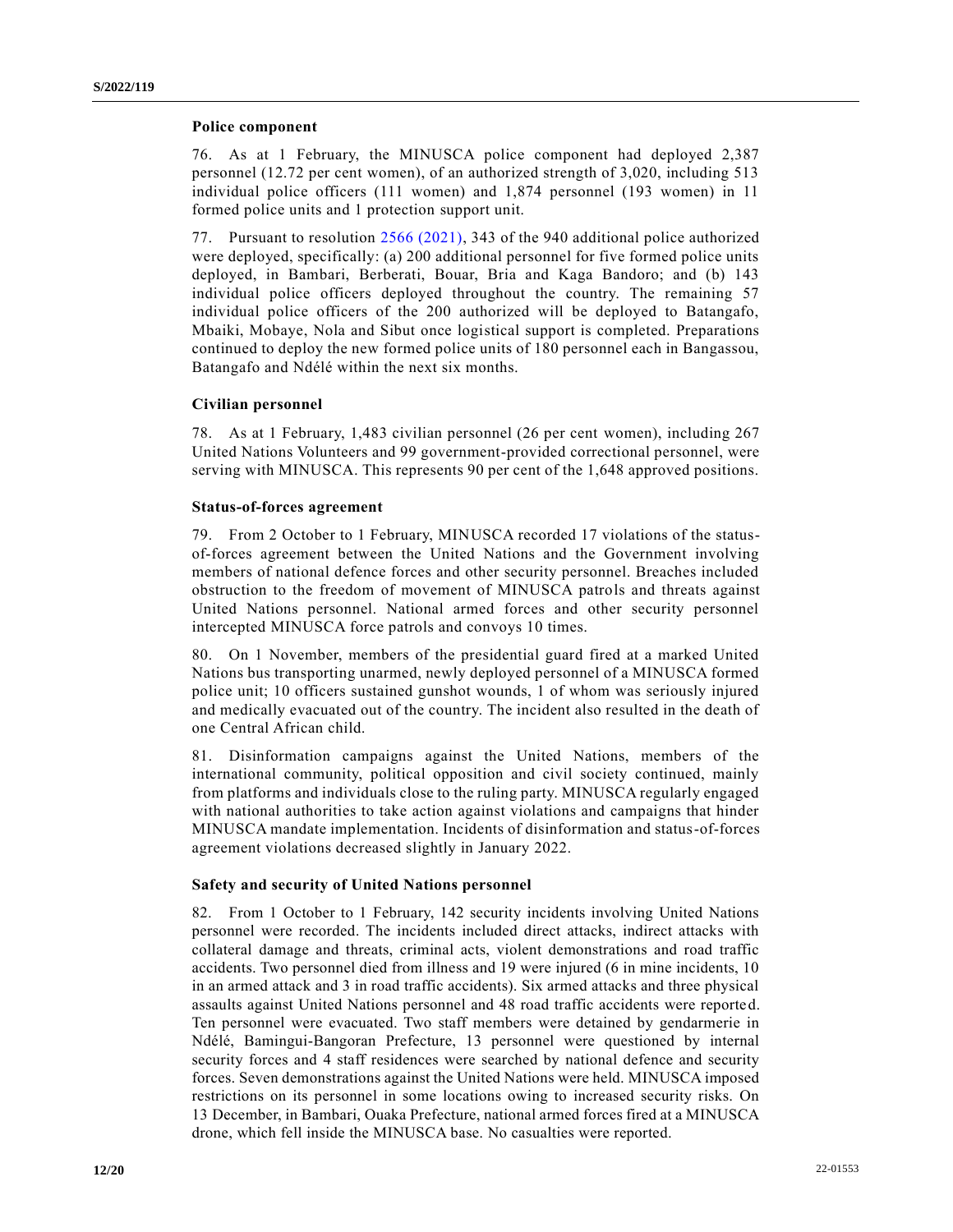### Police component

76. As at 1 February, the MINUSCA police component had deployed 2,387 personnel (12.72 per cent women), of an authorized strength of 3,020, including 513 individual police officers (111 women) and 1,874 personnel (193 women) in 11 formed police units and 1 protection support unit.

77. Pursuant to resolution 2566 (2021), 343 of the 940 additional police authorized were deployed, specifically: (a) 200 additional personnel for five formed police units deployed, in Bambari, Berberati, Bouar, Bria and Kaga Bandoro; and (b) 143 individual police officers deployed throughout the country. The remaining 57 individual police officers of the 200 authorized will be deployed to Batangafo, Mbaiki, Mobaye, Nola and Sibut once logistical support is completed. Preparations continued to deploy the new formed police units of 180 personnel each in Bangassou, Batangafo and Ndélé within the next six months.

### Civilian personnel

78. As at 1 February, 1,483 civilian personnel (26 per cent women), including 267 United Nations Volunteers and 99 government-provided correctional personnel, were serving with MINUSCA. This represents 90 per cent of the 1,648 approved positions.

### Status-of-forces agreement

79. From 2 October to 1 February, MINUSCA recorded 17 violations of the status-of-forces agreement between the United Nations and the Government involving members of national defence forces and other security personnel. Breaches included obstruction to the freedom of movement of MINUSCA patrols and threats against United Nations personnel. National armed forces and other security personnel intercepted MINUSCA force patrols and convoys 10 times.

80. On 1 November, members of the presidential guard fired at a marked United Nations bus transporting unarmed, newly deployed personnel of a MINUSCA formed police unit; 10 officers sustained gunshot wounds, 1 of whom was seriously injured and medically evacuated out of the country. The incident also resulted in the death of one Central African child.

81. Disinformation campaigns against the United Nations, members of the international community, political opposition and civil society continued, mainly from platforms and individuals close to the ruling party. MINUSCA regularly engaged with national authorities to take action against violations and campaigns that hinder MINUSCA mandate implementation. Incidents of disinformation and status-of-forces agreement violations decreased slightly in January 2022.

### Safety and security of United Nations personnel

82. From 1 October to 1 February, 142 security incidents involving United Nations personnel were recorded. The incidents included direct attacks, indirect attacks with collateral damage and threats, criminal acts, violent demonstrations and road traffic accidents. Two personnel died from illness and 19 were injured (6 in mine incidents, 10 in an armed attack and 3 in road traffic accidents). Six armed attacks and three physical assaults against United Nations personnel and 48 road traffic accidents were reported. Ten personnel were evacuated. Two staff members were detained by gendarmerie in Ndélé, Bamingui-Bangoran Prefecture, 13 personnel were questioned by internal security forces and 4 staff residences were searched by national defence and security forces. Seven demonstrations against the United Nations were held. MINUSCA imposed restrictions on its personnel in some locations owing to increased security risks. On 13 December, in Bambari, Ouaka Prefecture, national armed forces fired at a MINUSCA drone, which fell inside the MINUSCA base. No casualties were reported.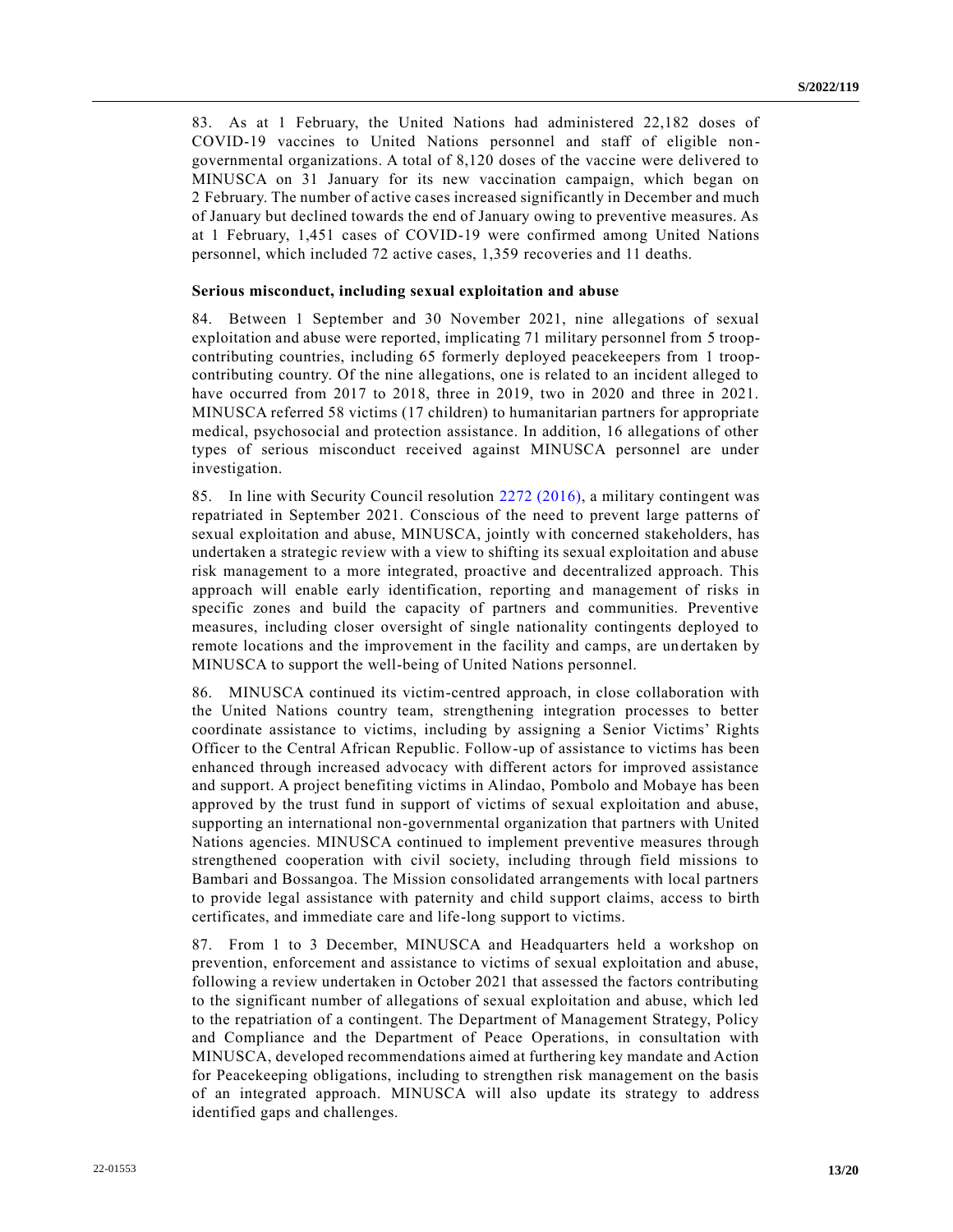83. As at 1 February, the United Nations had administered 22,182 doses of COVID-19 vaccines to United Nations personnel and staff of eligible non-governmental organizations. A total of 8,120 doses of the vaccine were delivered to MINUSCA on 31 January for its new vaccination campaign, which began on 2 February. The number of active cases increased significantly in December and much of January but declined towards the end of January owing to preventive measures. As at 1 February, 1,451 cases of COVID-19 were confirmed among United Nations personnel, which included 72 active cases, 1,359 recoveries and 11 deaths.

**Serious misconduct, including sexual exploitation and abuse**

84. Between 1 September and 30 November 2021, nine allegations of sexual exploitation and abuse were reported, implicating 71 military personnel from 5 troop-contributing countries, including 65 formerly deployed peacekeepers from 1 troop-contributing country. Of the nine allegations, one is related to an incident alleged to have occurred from 2017 to 2018, three in 2019, two in 2020 and three in 2021. MINUSCA referred 58 victims (17 children) to humanitarian partners for appropriate medical, psychosocial and protection assistance. In addition, 16 allegations of other types of serious misconduct received against MINUSCA personnel are under investigation.

85. In line with Security Council resolution 2272 (2016), a military contingent was repatriated in September 2021. Conscious of the need to prevent large patterns of sexual exploitation and abuse, MINUSCA, jointly with concerned stakeholders, has undertaken a strategic review with a view to shifting its sexual exploitation and abuse risk management to a more integrated, proactive and decentralized approach. This approach will enable early identification, reporting and management of risks in specific zones and build the capacity of partners and communities. Preventive measures, including closer oversight of single nationality contingents deployed to remote locations and the improvement in the facility and camps, are undertaken by MINUSCA to support the well-being of United Nations personnel.

86. MINUSCA continued its victim-centred approach, in close collaboration with the United Nations country team, strengthening integration processes to better coordinate assistance to victims, including by assigning a Senior Victims' Rights Officer to the Central African Republic. Follow-up of assistance to victims has been enhanced through increased advocacy with different actors for improved assistance and support. A project benefiting victims in Alindao, Pombolo and Mobaye has been approved by the trust fund in support of victims of sexual exploitation and abuse, supporting an international non-governmental organization that partners with United Nations agencies. MINUSCA continued to implement preventive measures through strengthened cooperation with civil society, including through field missions to Bambari and Bossangoa. The Mission consolidated arrangements with local partners to provide legal assistance with paternity and child support claims, access to birth certificates, and immediate care and life-long support to victims.

87. From 1 to 3 December, MINUSCA and Headquarters held a workshop on prevention, enforcement and assistance to victims of sexual exploitation and abuse, following a review undertaken in October 2021 that assessed the factors contributing to the significant number of allegations of sexual exploitation and abuse, which led to the repatriation of a contingent. The Department of Management Strategy, Policy and Compliance and the Department of Peace Operations, in consultation with MINUSCA, developed recommendations aimed at furthering key mandate and Action for Peacekeeping obligations, including to strengthen risk management on the basis of an integrated approach. MINUSCA will also update its strategy to address identified gaps and challenges.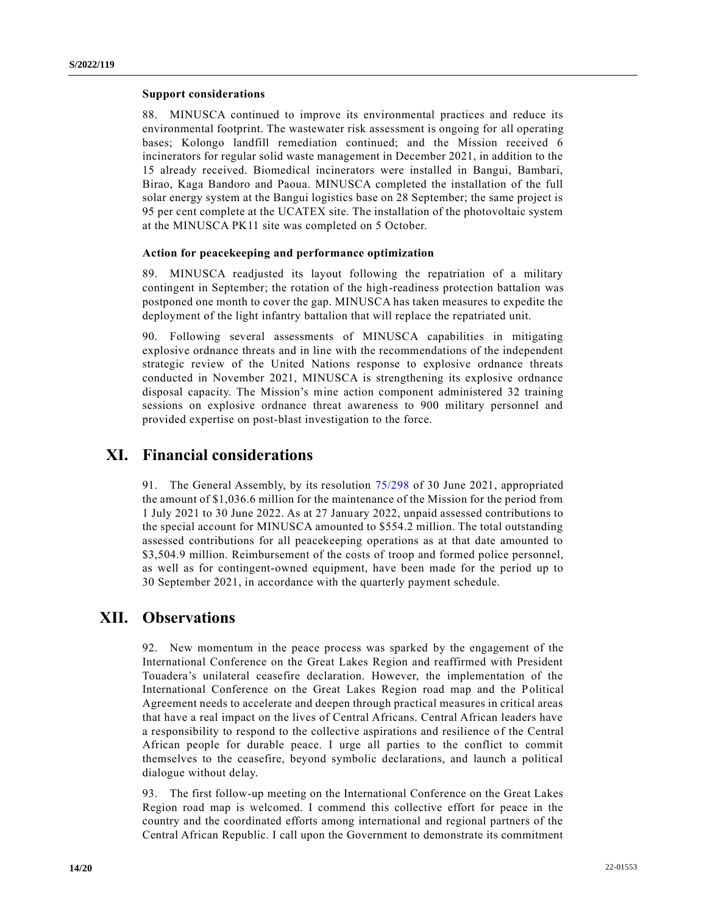#### Support considerations

88. MINUSCA continued to improve its environmental practices and reduce its environmental footprint. The wastewater risk assessment is ongoing for all operating bases; Kolongo landfill remediation continued; and the Mission received 6 incinerators for regular solid waste management in December 2021, in addition to the 15 already received. Biomedical incinerators were installed in Bangui, Bambari, Birao, Kaga Bandoro and Paoua. MINUSCA completed the installation of the full solar energy system at the Bangui logistics base on 28 September; the same project is 95 per cent complete at the UCATEX site. The installation of the photovoltaic system at the MINUSCA PK11 site was completed on 5 October.

#### Action for peacekeeping and performance optimization

89. MINUSCA readjusted its layout following the repatriation of a military contingent in September; the rotation of the high-readiness protection battalion was postponed one month to cover the gap. MINUSCA has taken measures to expedite the deployment of the light infantry battalion that will replace the repatriated unit.

90. Following several assessments of MINUSCA capabilities in mitigating explosive ordnance threats and in line with the recommendations of the independent strategic review of the United Nations response to explosive ordnance threats conducted in November 2021, MINUSCA is strengthening its explosive ordnance disposal capacity. The Mission's mine action component administered 32 training sessions on explosive ordnance threat awareness to 900 military personnel and provided expertise on post-blast investigation to the force.

## XI. Financial considerations

91. The General Assembly, by its resolution 75/298 of 30 June 2021, appropriated the amount of $1,036.6 million for the maintenance of the Mission for the period from 1 July 2021 to 30 June 2022. As at 27 January 2022, unpaid assessed contributions to the special account for MINUSCA amounted to $554.2 million. The total outstanding assessed contributions for all peacekeeping operations as at that date amounted to $3,504.9 million. Reimbursement of the costs of troop and formed police personnel, as well as for contingent-owned equipment, have been made for the period up to 30 September 2021, in accordance with the quarterly payment schedule.

## XII. Observations

92. New momentum in the peace process was sparked by the engagement of the International Conference on the Great Lakes Region and reaffirmed with President Touadera's unilateral ceasefire declaration. However, the implementation of the International Conference on the Great Lakes Region road map and the Political Agreement needs to accelerate and deepen through practical measures in critical areas that have a real impact on the lives of Central Africans. Central African leaders have a responsibility to respond to the collective aspirations and resilience of the Central African people for durable peace. I urge all parties to the conflict to commit themselves to the ceasefire, beyond symbolic declarations, and launch a political dialogue without delay.

93. The first follow-up meeting on the International Conference on the Great Lakes Region road map is welcomed. I commend this collective effort for peace in the country and the coordinated efforts among international and regional partners of the Central African Republic. I call upon the Government to demonstrate its commitment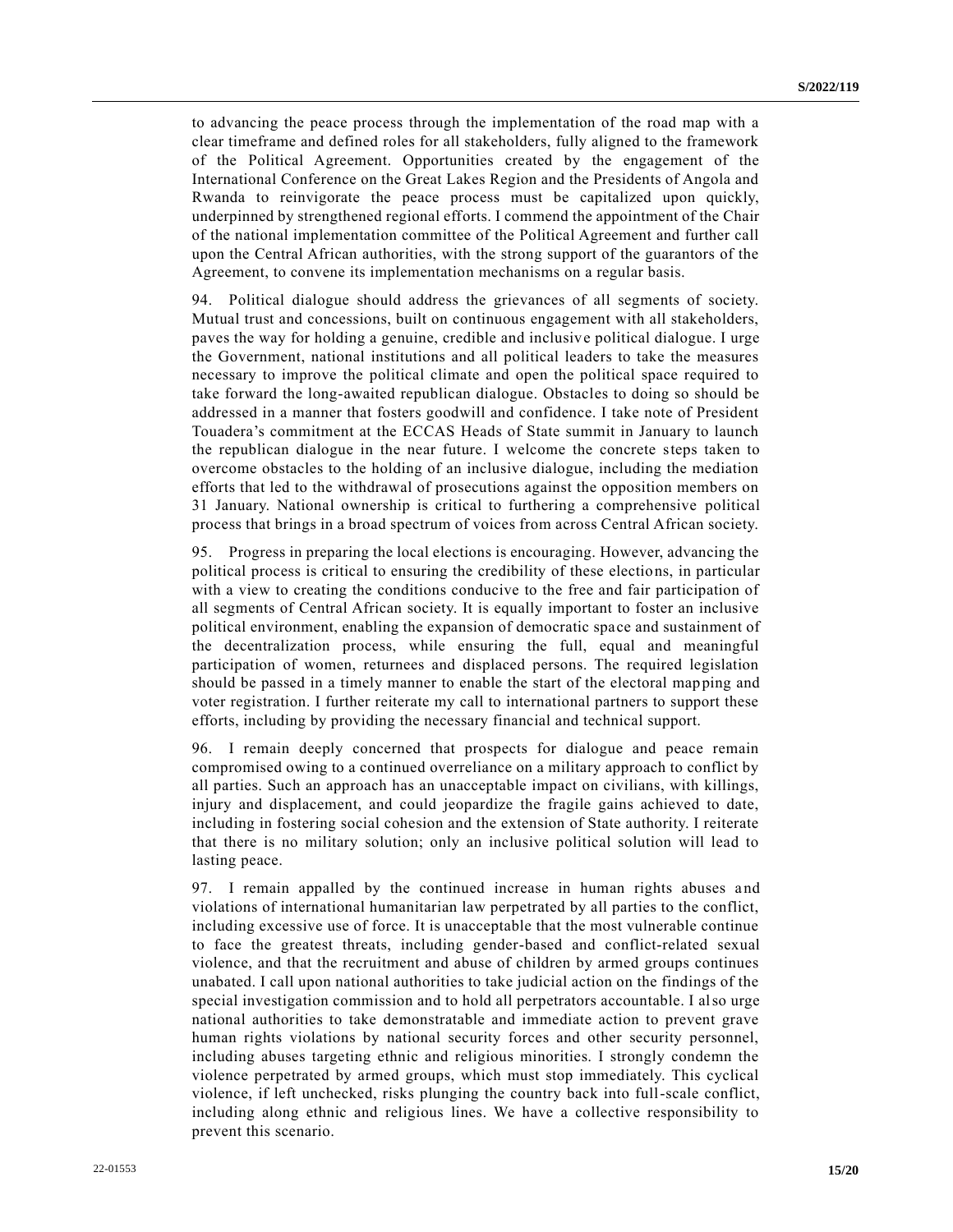to advancing the peace process through the implementation of the road map with a clear timeframe and defined roles for all stakeholders, fully aligned to the framework of the Political Agreement. Opportunities created by the engagement of the International Conference on the Great Lakes Region and the Presidents of Angola and Rwanda to reinvigorate the peace process must be capitalized upon quickly, underpinned by strengthened regional efforts. I commend the appointment of the Chair of the national implementation committee of the Political Agreement and further call upon the Central African authorities, with the strong support of the guarantors of the Agreement, to convene its implementation mechanisms on a regular basis.

94. Political dialogue should address the grievances of all segments of society. Mutual trust and concessions, built on continuous engagement with all stakeholders, paves the way for holding a genuine, credible and inclusive political dialogue. I urge the Government, national institutions and all political leaders to take the measures necessary to improve the political climate and open the political space required to take forward the long-awaited republican dialogue. Obstacles to doing so should be addressed in a manner that fosters goodwill and confidence. I take note of President Touadera's commitment at the ECCAS Heads of State summit in January to launch the republican dialogue in the near future. I welcome the concrete steps taken to overcome obstacles to the holding of an inclusive dialogue, including the mediation efforts that led to the withdrawal of prosecutions against the opposition members on 31 January. National ownership is critical to furthering a comprehensive political process that brings in a broad spectrum of voices from across Central African society.

95. Progress in preparing the local elections is encouraging. However, advancing the political process is critical to ensuring the credibility of these elections, in particular with a view to creating the conditions conducive to the free and fair participation of all segments of Central African society. It is equally important to foster an inclusive political environment, enabling the expansion of democratic space and sustainment of the decentralization process, while ensuring the full, equal and meaningful participation of women, returnees and displaced persons. The required legislation should be passed in a timely manner to enable the start of the electoral mapping and voter registration. I further reiterate my call to international partners to support these efforts, including by providing the necessary financial and technical support.

96. I remain deeply concerned that prospects for dialogue and peace remain compromised owing to a continued overreliance on a military approach to conflict by all parties. Such an approach has an unacceptable impact on civilians, with killings, injury and displacement, and could jeopardize the fragile gains achieved to date, including in fostering social cohesion and the extension of State authority. I reiterate that there is no military solution; only an inclusive political solution will lead to lasting peace.

97. I remain appalled by the continued increase in human rights abuses and violations of international humanitarian law perpetrated by all parties to the conflict, including excessive use of force. It is unacceptable that the most vulnerable continue to face the greatest threats, including gender-based and conflict-related sexual violence, and that the recruitment and abuse of children by armed groups continues unabated. I call upon national authorities to take judicial action on the findings of the special investigation commission and to hold all perpetrators accountable. I also urge national authorities to take demonstratable and immediate action to prevent grave human rights violations by national security forces and other security personnel, including abuses targeting ethnic and religious minorities. I strongly condemn the violence perpetrated by armed groups, which must stop immediately. This cyclical violence, if left unchecked, risks plunging the country back into full-scale conflict, including along ethnic and religious lines. We have a collective responsibility to prevent this scenario.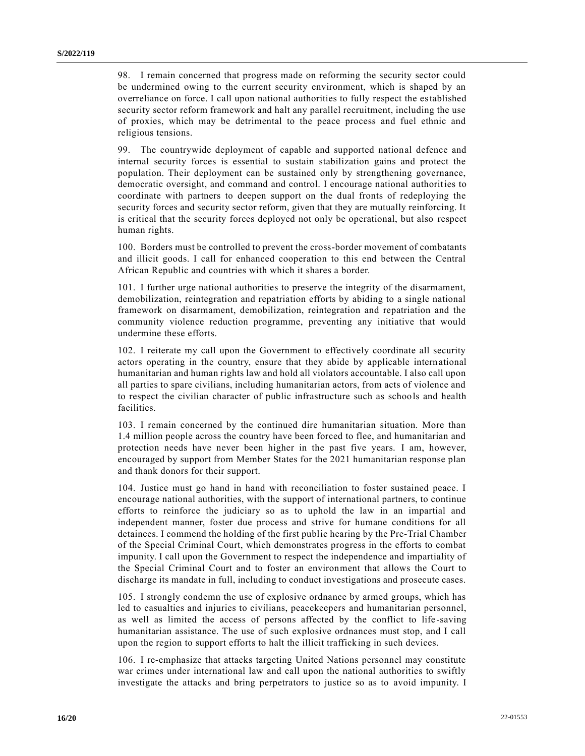98. I remain concerned that progress made on reforming the security sector could be undermined owing to the current security environment, which is shaped by an overreliance on force. I call upon national authorities to fully respect the established security sector reform framework and halt any parallel recruitment, including the use of proxies, which may be detrimental to the peace process and fuel ethnic and religious tensions.

99. The countrywide deployment of capable and supported national defence and internal security forces is essential to sustain stabilization gains and protect the population. Their deployment can be sustained only by strengthening governance, democratic oversight, and command and control. I encourage national authorities to coordinate with partners to deepen support on the dual fronts of redeploying the security forces and security sector reform, given that they are mutually reinforcing. It is critical that the security forces deployed not only be operational, but also respect human rights.

100. Borders must be controlled to prevent the cross-border movement of combatants and illicit goods. I call for enhanced cooperation to this end between the Central African Republic and countries with which it shares a border.

101. I further urge national authorities to preserve the integrity of the disarmament, demobilization, reintegration and repatriation efforts by abiding to a single national framework on disarmament, demobilization, reintegration and repatriation and the community violence reduction programme, preventing any initiative that would undermine these efforts.

102. I reiterate my call upon the Government to effectively coordinate all security actors operating in the country, ensure that they abide by applicable international humanitarian and human rights law and hold all violators accountable. I also call upon all parties to spare civilians, including humanitarian actors, from acts of violence and to respect the civilian character of public infrastructure such as schools and health facilities.

103. I remain concerned by the continued dire humanitarian situation. More than 1.4 million people across the country have been forced to flee, and humanitarian and protection needs have never been higher in the past five years. I am, however, encouraged by support from Member States for the 2021 humanitarian response plan and thank donors for their support.

104. Justice must go hand in hand with reconciliation to foster sustained peace. I encourage national authorities, with the support of international partners, to continue efforts to reinforce the judiciary so as to uphold the law in an impartial and independent manner, foster due process and strive for humane conditions for all detainees. I commend the holding of the first public hearing by the Pre-Trial Chamber of the Special Criminal Court, which demonstrates progress in the efforts to combat impunity. I call upon the Government to respect the independence and impartiality of the Special Criminal Court and to foster an environment that allows the Court to discharge its mandate in full, including to conduct investigations and prosecute cases.

105. I strongly condemn the use of explosive ordnance by armed groups, which has led to casualties and injuries to civilians, peacekeepers and humanitarian personnel, as well as limited the access of persons affected by the conflict to life-saving humanitarian assistance. The use of such explosive ordnances must stop, and I call upon the region to support efforts to halt the illicit trafficking in such devices.

106. I re-emphasize that attacks targeting United Nations personnel may constitute war crimes under international law and call upon the national authorities to swiftly investigate the attacks and bring perpetrators to justice so as to avoid impunity. I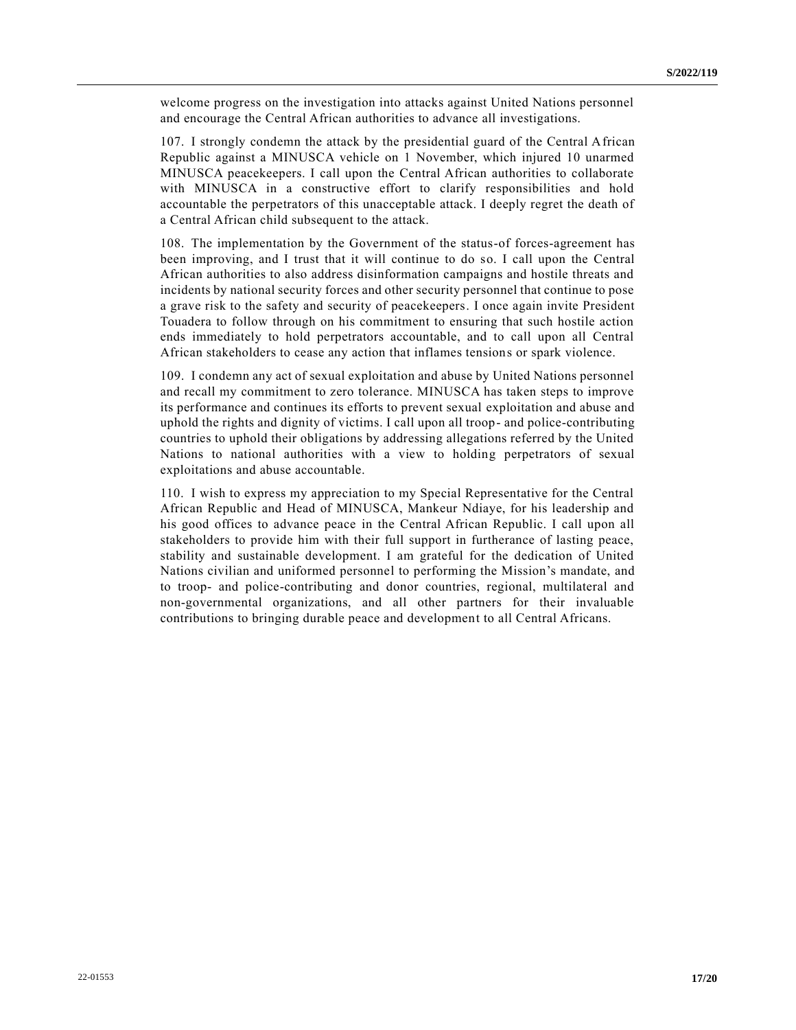welcome progress on the investigation into attacks against United Nations personnel and encourage the Central African authorities to advance all investigations.

107. I strongly condemn the attack by the presidential guard of the Central African Republic against a MINUSCA vehicle on 1 November, which injured 10 unarmed MINUSCA peacekeepers. I call upon the Central African authorities to collaborate with MINUSCA in a constructive effort to clarify responsibilities and hold accountable the perpetrators of this unacceptable attack. I deeply regret the death of a Central African child subsequent to the attack.

108. The implementation by the Government of the status-of forces-agreement has been improving, and I trust that it will continue to do so. I call upon the Central African authorities to also address disinformation campaigns and hostile threats and incidents by national security forces and other security personnel that continue to pose a grave risk to the safety and security of peacekeepers. I once again invite President Touadera to follow through on his commitment to ensuring that such hostile action ends immediately to hold perpetrators accountable, and to call upon all Central African stakeholders to cease any action that inflames tensions or spark violence.

109. I condemn any act of sexual exploitation and abuse by United Nations personnel and recall my commitment to zero tolerance. MINUSCA has taken steps to improve its performance and continues its efforts to prevent sexual exploitation and abuse and uphold the rights and dignity of victims. I call upon all troop- and police-contributing countries to uphold their obligations by addressing allegations referred by the United Nations to national authorities with a view to holding perpetrators of sexual exploitations and abuse accountable.

110. I wish to express my appreciation to my Special Representative for the Central African Republic and Head of MINUSCA, Mankeur Ndiaye, for his leadership and his good offices to advance peace in the Central African Republic. I call upon all stakeholders to provide him with their full support in furtherance of lasting peace, stability and sustainable development. I am grateful for the dedication of United Nations civilian and uniformed personnel to performing the Mission's mandate, and to troop- and police-contributing and donor countries, regional, multilateral and non-governmental organizations, and all other partners for their invaluable contributions to bringing durable peace and development to all Central Africans.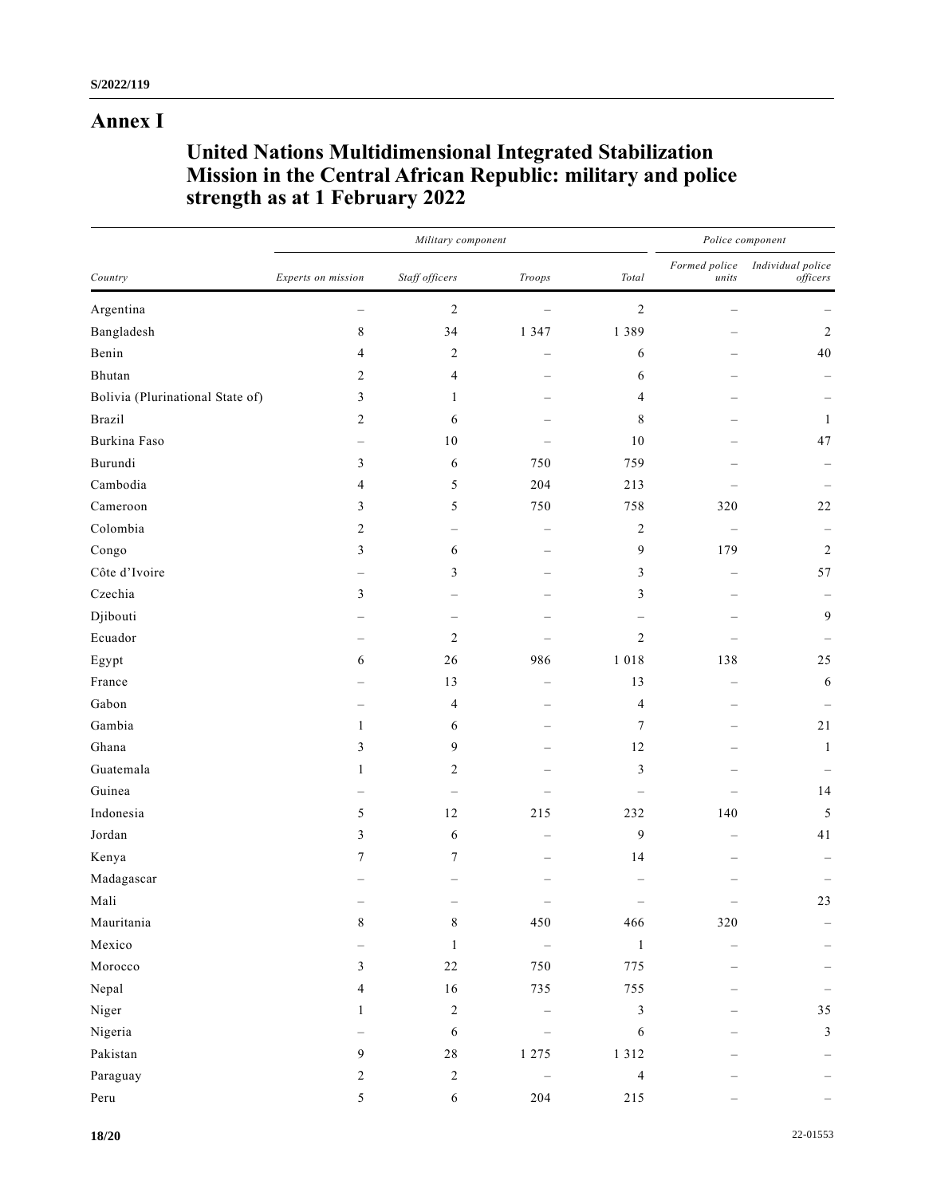# Annex I

## United Nations Multidimensional Integrated Stabilization Mission in the Central African Republic: military and police strength as at 1 February 2022

| | *Military component* | | | | *Police component* | |
|---|---|---|---|---|---|---|
| *Country* | *Experts on mission* | *Staff officers* | *Troops* | *Total* | *Formed police units* | *Individual police officers* |
| Argentina | – | 2 | – | 2 | – | – |
| Bangladesh | 8 | 34 | 1 347 | 1 389 | – | 2 |
| Benin | 4 | 2 | – | 6 | – | 40 |
| Bhutan | 2 | 4 | – | 6 | – | – |
| Bolivia (Plurinational State of) | 3 | 1 | – | 4 | – | – |
| Brazil | 2 | 6 | – | 8 | – | 1 |
| Burkina Faso | – | 10 | – | 10 | – | 47 |
| Burundi | 3 | 6 | 750 | 759 | – | – |
| Cambodia | 4 | 5 | 204 | 213 | – | – |
| Cameroon | 3 | 5 | 750 | 758 | 320 | 22 |
| Colombia | 2 | – | – | 2 | – | – |
| Congo | 3 | 6 | – | 9 | 179 | 2 |
| Côte d’Ivoire | – | 3 | – | 3 | – | 57 |
| Czechia | 3 | – | – | 3 | – | – |
| Djibouti | – | – | – | – | – | 9 |
| Ecuador | – | 2 | – | 2 | – | – |
| Egypt | 6 | 26 | 986 | 1 018 | 138 | 25 |
| France | – | 13 | – | 13 | – | 6 |
| Gabon | – | 4 | – | 4 | – | – |
| Gambia | 1 | 6 | – | 7 | – | 21 |
| Ghana | 3 | 9 | – | 12 | – | 1 |
| Guatemala | 1 | 2 | – | 3 | – | – |
| Guinea | – | – | – | – | – | 14 |
| Indonesia | 5 | 12 | 215 | 232 | 140 | 5 |
| Jordan | 3 | 6 | – | 9 | – | 41 |
| Kenya | 7 | 7 | – | 14 | – | – |
| Madagascar | – | – | – | – | – | – |
| Mali | – | – | – | – | – | 23 |
| Mauritania | 8 | 8 | 450 | 466 | 320 | – |
| Mexico | – | 1 | – | 1 | – | – |
| Morocco | 3 | 22 | 750 | 775 | – | – |
| Nepal | 4 | 16 | 735 | 755 | – | – |
| Niger | 1 | 2 | – | 3 | – | 35 |
| Nigeria | – | 6 | – | 6 | – | 3 |
| Pakistan | 9 | 28 | 1 275 | 1 312 | – | – |
| Paraguay | 2 | 2 | – | 4 | – | – |
| Peru | 5 | 6 | 204 | 215 | – | – |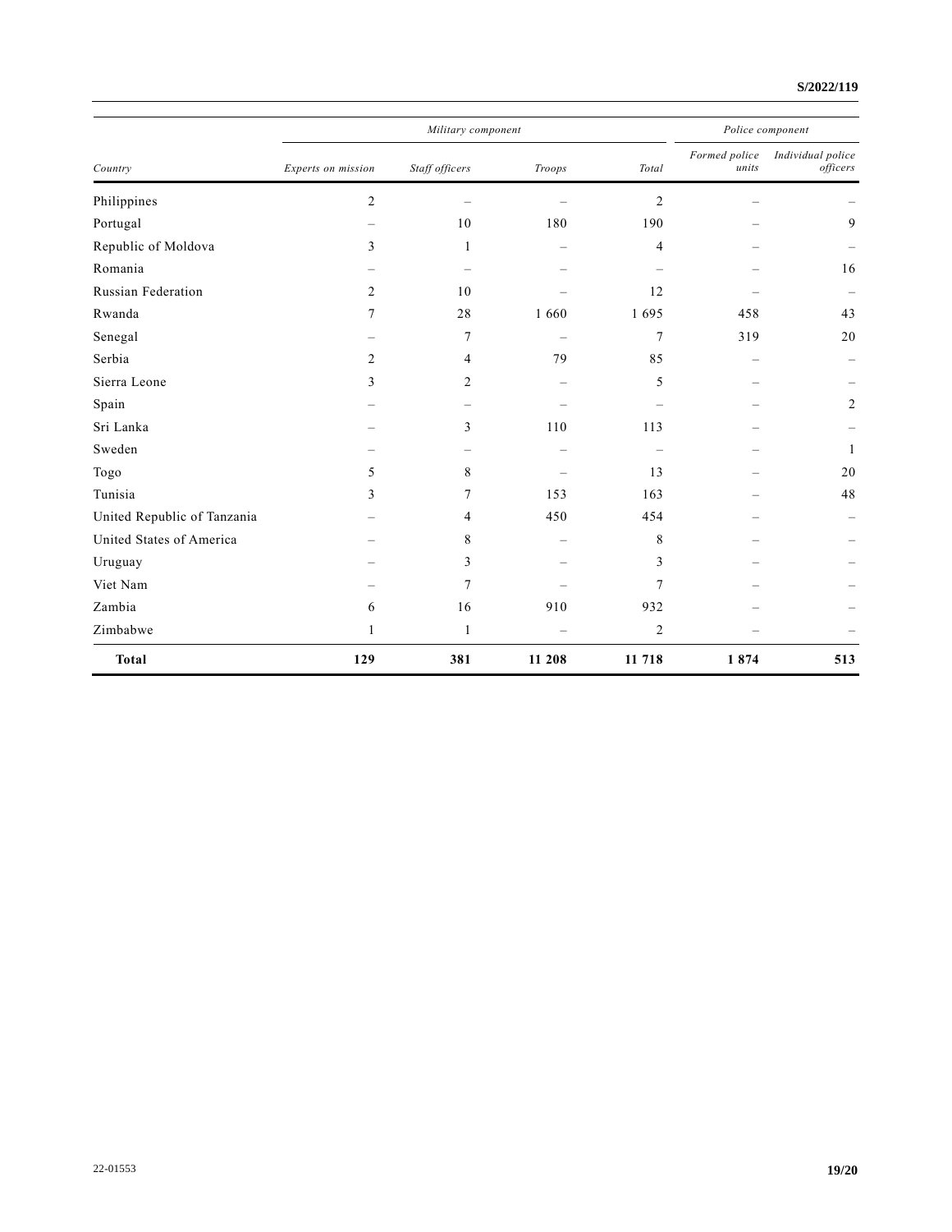| Country | Military component | | | | Police component | |
|---|---|---|---|---|---|---|
| | *Experts on mission* | *Staff officers* | *Troops* | *Total* | *Formed police units* | *Individual police officers* |
| Philippines | 2 | – | – | 2 | – | – |
| Portugal | – | 10 | 180 | 190 | – | 9 |
| Republic of Moldova | 3 | 1 | – | 4 | – | – |
| Romania | – | – | – | – | – | 16 |
| Russian Federation | 2 | 10 | – | 12 | – | – |
| Rwanda | 7 | 28 | 1 660 | 1 695 | 458 | 43 |
| Senegal | – | 7 | – | 7 | 319 | 20 |
| Serbia | 2 | 4 | 79 | 85 | – | – |
| Sierra Leone | 3 | 2 | – | 5 | – | – |
| Spain | – | – | – | – | – | 2 |
| Sri Lanka | – | 3 | 110 | 113 | – | – |
| Sweden | – | – | – | – | – | 1 |
| Togo | 5 | 8 | – | 13 | – | 20 |
| Tunisia | 3 | 7 | 153 | 163 | – | 48 |
| United Republic of Tanzania | – | 4 | 450 | 454 | – | – |
| United States of America | – | 8 | – | 8 | – | – |
| Uruguay | – | 3 | – | 3 | – | – |
| Viet Nam | – | 7 | – | 7 | – | – |
| Zambia | 6 | 16 | 910 | 932 | – | – |
| Zimbabwe | 1 | 1 | – | 2 | – | – |
| **Total** | **129** | **381** | **11 208** | **11 718** | **1 874** | **513** |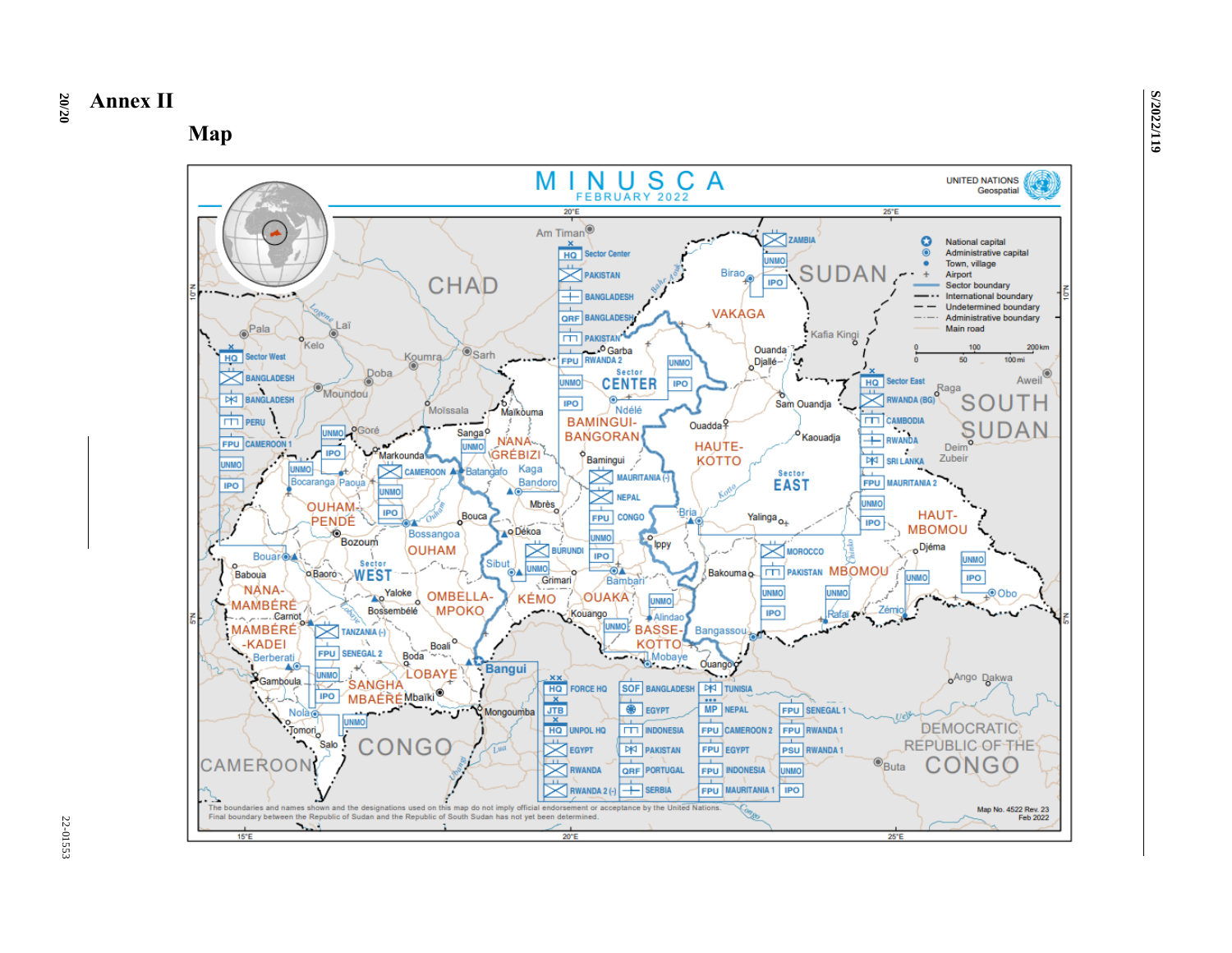# Annex II

## Map

MINUSCA
FEBRUARY 2022

UNITED NATIONS
Geospatial

National capital
Administrative capital
Town, village
Airport
Sector boundary
International boundary
Undetermined boundary
Administrative boundary
Main road

0 100 200 km
0 50 100 mi

CHAD
SUDAN
SOUTH SUDAN
CAMEROON
CONGO
DEMOCRATIC REPUBLIC OF THE CONGO

Sector CENTER
Sector WEST
Sector EAST

VAKAGA
BAMINGUI-BANGORAN
HAUTE-KOTTO
HAUT-MBOMOU
MBOMOU
NANA-GRÉBIZI
OUHAM-PENDÉ
OUHAM
NANA-MAMBÉRÉ
MAMBÉRÉ-KADEI
OMBELLA-MPOKO
KÉMO
OUAKA
BASSE-KOTTO
LOBAYE
SANGHA MBAÉRÉ

HQ Sector Center, PAKISTAN, BANGLADESH, QRF BANGLADESH, PAKISTAN, FPU RWANDA 2, UNMO, IPO

HQ Sector West, BANGLADESH, BANGLADESH, PERU, FPU CAMEROON 1, UNMO, IPO

HQ Sector East, RWANDA (BG), CAMBODIA, RWANDA, SRI LANKA, FPU MAURITANIA 2, UNMO, IPO

ZAMBIA, UNMO, IPO

CAMEROON, UNMO, IPO

MAURITANIA (-), NEPAL, FPU CONGO, UNMO, IPO

BURUNDI, UNMO

MOROCCO, PAKISTAN, UNMO, IPO

TANZANIA (-), FPU SENEGAL 2, UNMO, IPO

HQ FORCE HQ, JTB, HQ UNPOL HQ, EGYPT, RWANDA, RWANDA 2 (-)

SOF BANGLADESH, EGYPT, INDONESIA, PAKISTAN, QRF PORTUGAL, SERBIA

TUNISIA, MP NEPAL, FPU CAMEROON 2, FPU EGYPT, FPU INDONESIA, FPU MAURITANIA 1

FPU SENEGAL 1, FPU RWANDA 1, PSU RWANDA 1, UNMO, IPO

Am Timan, Birao, Pala, Laï, Kelo, Koumra, Sarh, Doba, Moundou, Moïssala, Maïkouma, Garba, Ouanda Djallé, Kafia Kingi, Aweil, Raga, Sam Ouandja, Deim Zubeir, Ndélé, Ouadda, Kaouadja, Bamingui, Sanga, Goré, Markounda, Batangafo, Kaga Bandoro, Mbrès, Bocaranga, Paoua, Bossangoa, Bouca, Dékoa, Bozoum, Bria, Yalinga, Ippy, Djéma, Sibut, Grimari, Bambari, Bakouma, Obo, Zémio, Rafaï, Bouar, Baboua, Baoro, Yaloke, Bossembélé, Kouango, Alindao, Bangassou, Carnot, Berberati, Boali, Boda, Mobaye, Ouango, Gamboula, Bangui, Mbaïki, Mongoumba, Nola, Tomori, Salo, Ango, Dakwa, Buta

The boundaries and names shown and the designations used on this map do not imply official endorsement or acceptance by the United Nations.
Final boundary between the Republic of Sudan and the Republic of South Sudan has not yet been determined.

Map No. 4522 Rev. 23
Feb 2022